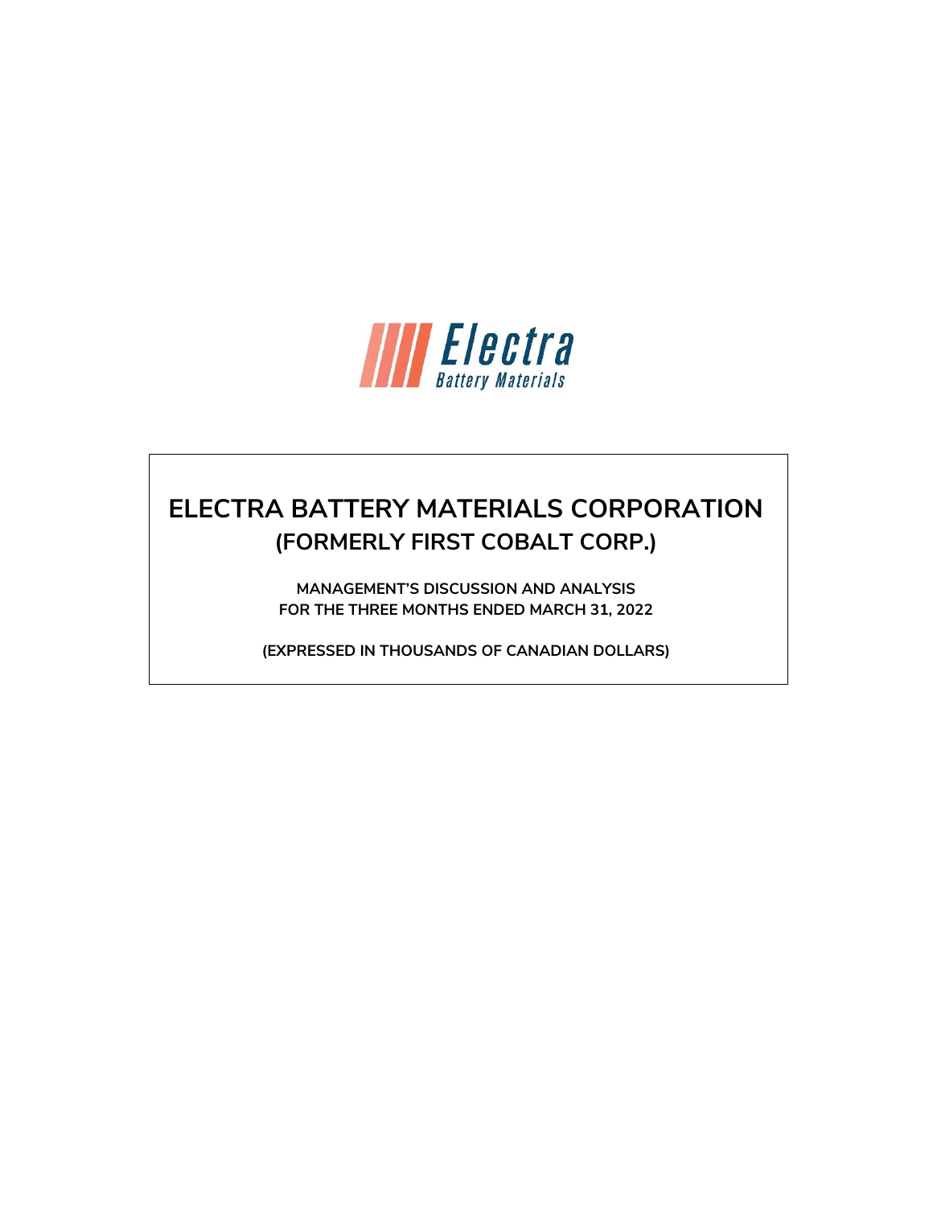Electra

Battery Materials

# ELECTRA BATTERY MATERIALS CORPORATION
## (FORMERLY FIRST COBALT CORP.)

**MANAGEMENT'S DISCUSSION AND ANALYSIS**
**FOR THE THREE MONTHS ENDED MARCH 31, 2022**

**(EXPRESSED IN THOUSANDS OF CANADIAN DOLLARS)**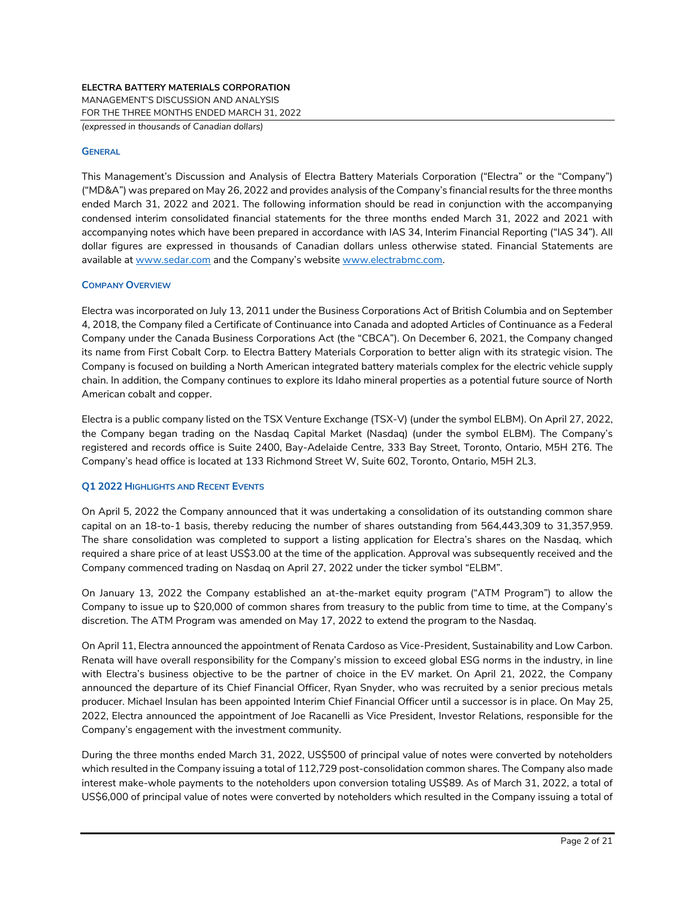## General

This Management's Discussion and Analysis of Electra Battery Materials Corporation ("Electra" or the "Company") ("MD&A") was prepared on May 26, 2022 and provides analysis of the Company's financial results for the three months ended March 31, 2022 and 2021. The following information should be read in conjunction with the accompanying condensed interim consolidated financial statements for the three months ended March 31, 2022 and 2021 with accompanying notes which have been prepared in accordance with IAS 34, Interim Financial Reporting ("IAS 34"). All dollar figures are expressed in thousands of Canadian dollars unless otherwise stated. Financial Statements are available at www.sedar.com and the Company's website www.electrabmc.com.

## Company Overview

Electra was incorporated on July 13, 2011 under the Business Corporations Act of British Columbia and on September 4, 2018, the Company filed a Certificate of Continuance into Canada and adopted Articles of Continuance as a Federal Company under the Canada Business Corporations Act (the "CBCA"). On December 6, 2021, the Company changed its name from First Cobalt Corp. to Electra Battery Materials Corporation to better align with its strategic vision. The Company is focused on building a North American integrated battery materials complex for the electric vehicle supply chain. In addition, the Company continues to explore its Idaho mineral properties as a potential future source of North American cobalt and copper.

Electra is a public company listed on the TSX Venture Exchange (TSX-V) (under the symbol ELBM). On April 27, 2022, the Company began trading on the Nasdaq Capital Market (Nasdaq) (under the symbol ELBM). The Company's registered and records office is Suite 2400, Bay-Adelaide Centre, 333 Bay Street, Toronto, Ontario, M5H 2T6. The Company's head office is located at 133 Richmond Street W, Suite 602, Toronto, Ontario, M5H 2L3.

## Q1 2022 Highlights and Recent Events

On April 5, 2022 the Company announced that it was undertaking a consolidation of its outstanding common share capital on an 18-to-1 basis, thereby reducing the number of shares outstanding from 564,443,309 to 31,357,959. The share consolidation was completed to support a listing application for Electra's shares on the Nasdaq, which required a share price of at least US$3.00 at the time of the application. Approval was subsequently received and the Company commenced trading on Nasdaq on April 27, 2022 under the ticker symbol "ELBM".

On January 13, 2022 the Company established an at-the-market equity program ("ATM Program") to allow the Company to issue up to $20,000 of common shares from treasury to the public from time to time, at the Company's discretion. The ATM Program was amended on May 17, 2022 to extend the program to the Nasdaq.

On April 11, Electra announced the appointment of Renata Cardoso as Vice-President, Sustainability and Low Carbon. Renata will have overall responsibility for the Company's mission to exceed global ESG norms in the industry, in line with Electra's business objective to be the partner of choice in the EV market. On April 21, 2022, the Company announced the departure of its Chief Financial Officer, Ryan Snyder, who was recruited by a senior precious metals producer. Michael Insulan has been appointed Interim Chief Financial Officer until a successor is in place. On May 25, 2022, Electra announced the appointment of Joe Racanelli as Vice President, Investor Relations, responsible for the Company's engagement with the investment community.

During the three months ended March 31, 2022, US$500 of principal value of notes were converted by noteholders which resulted in the Company issuing a total of 112,729 post-consolidation common shares. The Company also made interest make-whole payments to the noteholders upon conversion totaling US$89. As of March 31, 2022, a total of US$6,000 of principal value of notes were converted by noteholders which resulted in the Company issuing a total of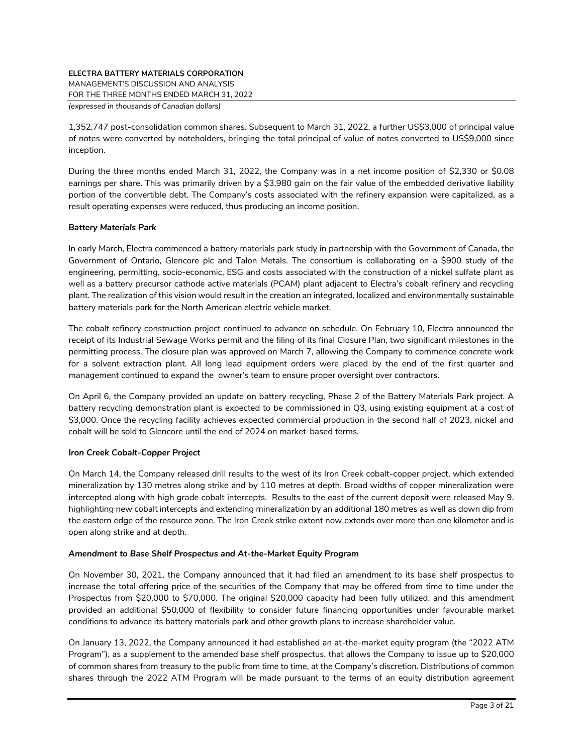1,352,747 post-consolidation common shares. Subsequent to March 31, 2022, a further US$3,000 of principal value of notes were converted by noteholders, bringing the total principal of value of notes converted to US$9,000 since inception.

During the three months ended March 31, 2022, the Company was in a net income position of $2,330 or $0.08 earnings per share. This was primarily driven by a $3,980 gain on the fair value of the embedded derivative liability portion of the convertible debt. The Company's costs associated with the refinery expansion were capitalized, as a result operating expenses were reduced, thus producing an income position.

***Battery Materials Park***

In early March, Electra commenced a battery materials park study in partnership with the Government of Canada, the Government of Ontario, Glencore plc and Talon Metals. The consortium is collaborating on a $900 study of the engineering, permitting, socio-economic, ESG and costs associated with the construction of a nickel sulfate plant as well as a battery precursor cathode active materials (PCAM) plant adjacent to Electra's cobalt refinery and recycling plant. The realization of this vision would result in the creation an integrated, localized and environmentally sustainable battery materials park for the North American electric vehicle market.

The cobalt refinery construction project continued to advance on schedule. On February 10, Electra announced the receipt of its Industrial Sewage Works permit and the filing of its final Closure Plan, two significant milestones in the permitting process. The closure plan was approved on March 7, allowing the Company to commence concrete work for a solvent extraction plant. All long lead equipment orders were placed by the end of the first quarter and management continued to expand the owner's team to ensure proper oversight over contractors.

On April 6, the Company provided an update on battery recycling, Phase 2 of the Battery Materials Park project. A battery recycling demonstration plant is expected to be commissioned in Q3, using existing equipment at a cost of $3,000. Once the recycling facility achieves expected commercial production in the second half of 2023, nickel and cobalt will be sold to Glencore until the end of 2024 on market-based terms.

***Iron Creek Cobalt-Copper Project***

On March 14, the Company released drill results to the west of its Iron Creek cobalt-copper project, which extended mineralization by 130 metres along strike and by 110 metres at depth. Broad widths of copper mineralization were intercepted along with high grade cobalt intercepts. Results to the east of the current deposit were released May 9, highlighting new cobalt intercepts and extending mineralization by an additional 180 metres as well as down dip from the eastern edge of the resource zone. The Iron Creek strike extent now extends over more than one kilometer and is open along strike and at depth.

***Amendment to Base Shelf Prospectus and At-the-Market Equity Program***

On November 30, 2021, the Company announced that it had filed an amendment to its base shelf prospectus to increase the total offering price of the securities of the Company that may be offered from time to time under the Prospectus from $20,000 to $70,000. The original $20,000 capacity had been fully utilized, and this amendment provided an additional $50,000 of flexibility to consider future financing opportunities under favourable market conditions to advance its battery materials park and other growth plans to increase shareholder value.

On January 13, 2022, the Company announced it had established an at-the-market equity program (the "2022 ATM Program"), as a supplement to the amended base shelf prospectus, that allows the Company to issue up to $20,000 of common shares from treasury to the public from time to time, at the Company's discretion. Distributions of common shares through the 2022 ATM Program will be made pursuant to the terms of an equity distribution agreement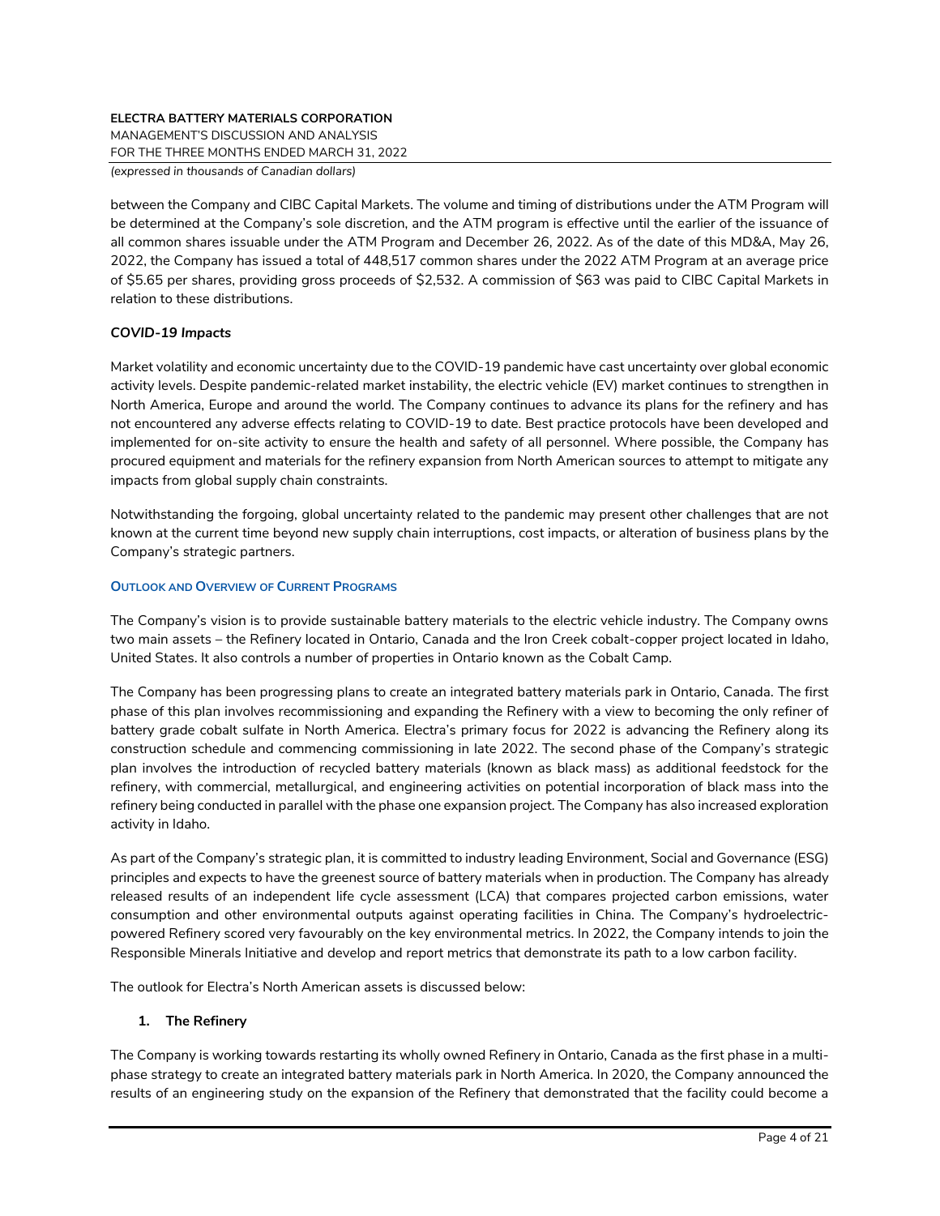between the Company and CIBC Capital Markets. The volume and timing of distributions under the ATM Program will be determined at the Company's sole discretion, and the ATM program is effective until the earlier of the issuance of all common shares issuable under the ATM Program and December 26, 2022. As of the date of this MD&A, May 26, 2022, the Company has issued a total of 448,517 common shares under the 2022 ATM Program at an average price of $5.65 per shares, providing gross proceeds of $2,532. A commission of $63 was paid to CIBC Capital Markets in relation to these distributions.

***COVID-19 Impacts***

Market volatility and economic uncertainty due to the COVID-19 pandemic have cast uncertainty over global economic activity levels. Despite pandemic-related market instability, the electric vehicle (EV) market continues to strengthen in North America, Europe and around the world. The Company continues to advance its plans for the refinery and has not encountered any adverse effects relating to COVID-19 to date. Best practice protocols have been developed and implemented for on-site activity to ensure the health and safety of all personnel. Where possible, the Company has procured equipment and materials for the refinery expansion from North American sources to attempt to mitigate any impacts from global supply chain constraints.

Notwithstanding the forgoing, global uncertainty related to the pandemic may present other challenges that are not known at the current time beyond new supply chain interruptions, cost impacts, or alteration of business plans by the Company's strategic partners.

## OUTLOOK AND OVERVIEW OF CURRENT PROGRAMS

The Company's vision is to provide sustainable battery materials to the electric vehicle industry. The Company owns two main assets – the Refinery located in Ontario, Canada and the Iron Creek cobalt-copper project located in Idaho, United States. It also controls a number of properties in Ontario known as the Cobalt Camp.

The Company has been progressing plans to create an integrated battery materials park in Ontario, Canada. The first phase of this plan involves recommissioning and expanding the Refinery with a view to becoming the only refiner of battery grade cobalt sulfate in North America. Electra's primary focus for 2022 is advancing the Refinery along its construction schedule and commencing commissioning in late 2022. The second phase of the Company's strategic plan involves the introduction of recycled battery materials (known as black mass) as additional feedstock for the refinery, with commercial, metallurgical, and engineering activities on potential incorporation of black mass into the refinery being conducted in parallel with the phase one expansion project. The Company has also increased exploration activity in Idaho.

As part of the Company's strategic plan, it is committed to industry leading Environment, Social and Governance (ESG) principles and expects to have the greenest source of battery materials when in production. The Company has already released results of an independent life cycle assessment (LCA) that compares projected carbon emissions, water consumption and other environmental outputs against operating facilities in China. The Company's hydroelectric-powered Refinery scored very favourably on the key environmental metrics. In 2022, the Company intends to join the Responsible Minerals Initiative and develop and report metrics that demonstrate its path to a low carbon facility.

The outlook for Electra's North American assets is discussed below:

### 1. The Refinery

The Company is working towards restarting its wholly owned Refinery in Ontario, Canada as the first phase in a multi-phase strategy to create an integrated battery materials park in North America. In 2020, the Company announced the results of an engineering study on the expansion of the Refinery that demonstrated that the facility could become a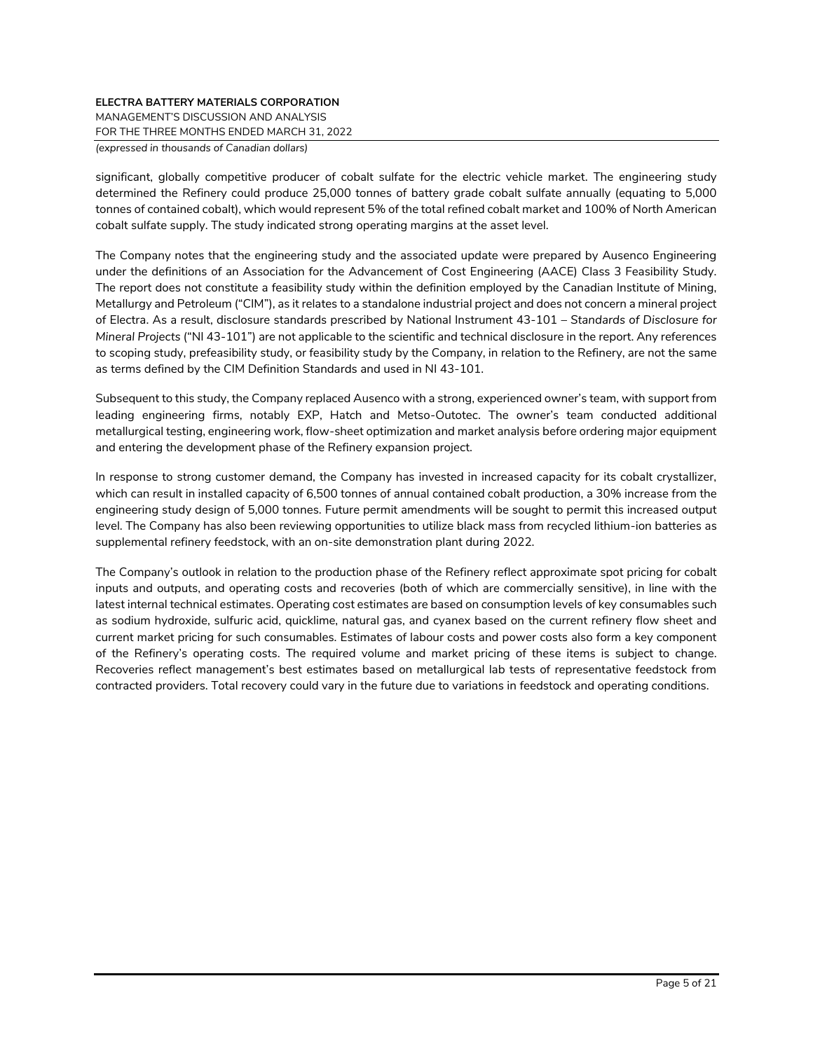significant, globally competitive producer of cobalt sulfate for the electric vehicle market. The engineering study determined the Refinery could produce 25,000 tonnes of battery grade cobalt sulfate annually (equating to 5,000 tonnes of contained cobalt), which would represent 5% of the total refined cobalt market and 100% of North American cobalt sulfate supply. The study indicated strong operating margins at the asset level.

The Company notes that the engineering study and the associated update were prepared by Ausenco Engineering under the definitions of an Association for the Advancement of Cost Engineering (AACE) Class 3 Feasibility Study. The report does not constitute a feasibility study within the definition employed by the Canadian Institute of Mining, Metallurgy and Petroleum ("CIM"), as it relates to a standalone industrial project and does not concern a mineral project of Electra. As a result, disclosure standards prescribed by National Instrument 43-101 – *Standards of Disclosure for Mineral Projects* ("NI 43-101") are not applicable to the scientific and technical disclosure in the report. Any references to scoping study, prefeasibility study, or feasibility study by the Company, in relation to the Refinery, are not the same as terms defined by the CIM Definition Standards and used in NI 43-101.

Subsequent to this study, the Company replaced Ausenco with a strong, experienced owner's team, with support from leading engineering firms, notably EXP, Hatch and Metso-Outotec. The owner's team conducted additional metallurgical testing, engineering work, flow-sheet optimization and market analysis before ordering major equipment and entering the development phase of the Refinery expansion project.

In response to strong customer demand, the Company has invested in increased capacity for its cobalt crystallizer, which can result in installed capacity of 6,500 tonnes of annual contained cobalt production, a 30% increase from the engineering study design of 5,000 tonnes. Future permit amendments will be sought to permit this increased output level. The Company has also been reviewing opportunities to utilize black mass from recycled lithium-ion batteries as supplemental refinery feedstock, with an on-site demonstration plant during 2022.

The Company's outlook in relation to the production phase of the Refinery reflect approximate spot pricing for cobalt inputs and outputs, and operating costs and recoveries (both of which are commercially sensitive), in line with the latest internal technical estimates. Operating cost estimates are based on consumption levels of key consumables such as sodium hydroxide, sulfuric acid, quicklime, natural gas, and cyanex based on the current refinery flow sheet and current market pricing for such consumables. Estimates of labour costs and power costs also form a key component of the Refinery's operating costs. The required volume and market pricing of these items is subject to change. Recoveries reflect management's best estimates based on metallurgical lab tests of representative feedstock from contracted providers. Total recovery could vary in the future due to variations in feedstock and operating conditions.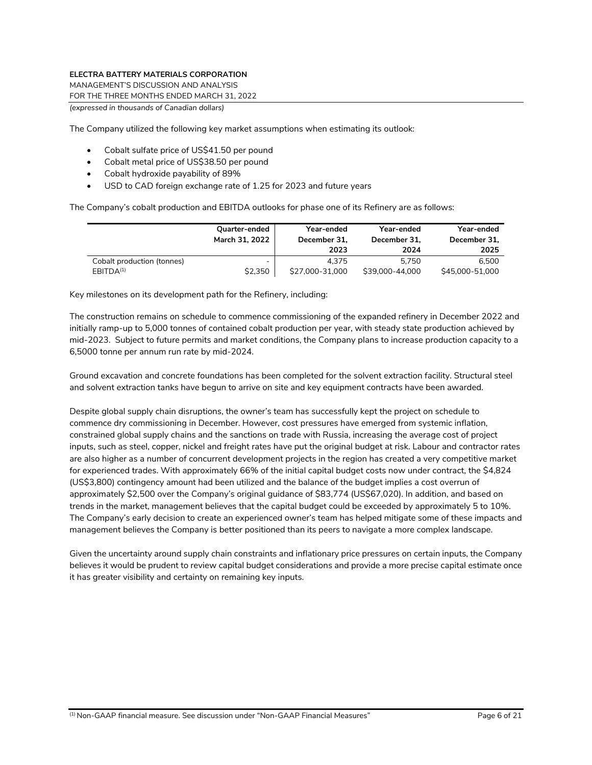The Company utilized the following key market assumptions when estimating its outlook:

- Cobalt sulfate price of US$41.50 per pound
- Cobalt metal price of US$38.50 per pound
- Cobalt hydroxide payability of 89%
- USD to CAD foreign exchange rate of 1.25 for 2023 and future years

The Company's cobalt production and EBITDA outlooks for phase one of its Refinery are as follows:

| | Quarter-ended March 31, 2022 | Year-ended December 31, 2023 | Year-ended December 31, 2024 | Year-ended December 31, 2025 |
|---|---|---|---|---|
| Cobalt production (tonnes) | - | 4,375 | 5,750 | 6,500 |
| EBITDA[1] | $2,350 | $27,000-31,000 | $39,000-44,000 | $45,000-51,000 |

Key milestones on its development path for the Refinery, including:

The construction remains on schedule to commence commissioning of the expanded refinery in December 2022 and initially ramp-up to 5,000 tonnes of contained cobalt production per year, with steady state production achieved by mid-2023. Subject to future permits and market conditions, the Company plans to increase production capacity to a 6,5000 tonne per annum run rate by mid-2024.

Ground excavation and concrete foundations has been completed for the solvent extraction facility. Structural steel and solvent extraction tanks have begun to arrive on site and key equipment contracts have been awarded.

Despite global supply chain disruptions, the owner's team has successfully kept the project on schedule to commence dry commissioning in December. However, cost pressures have emerged from systemic inflation, constrained global supply chains and the sanctions on trade with Russia, increasing the average cost of project inputs, such as steel, copper, nickel and freight rates have put the original budget at risk. Labour and contractor rates are also higher as a number of concurrent development projects in the region has created a very competitive market for experienced trades. With approximately 66% of the initial capital budget costs now under contract, the $4,824 (US$3,800) contingency amount had been utilized and the balance of the budget implies a cost overrun of approximately $2,500 over the Company's original guidance of $83,774 (US$67,020). In addition, and based on trends in the market, management believes that the capital budget could be exceeded by approximately 5 to 10%. The Company's early decision to create an experienced owner's team has helped mitigate some of these impacts and management believes the Company is better positioned than its peers to navigate a more complex landscape.

Given the uncertainty around supply chain constraints and inflationary price pressures on certain inputs, the Company believes it would be prudent to review capital budget considerations and provide a more precise capital estimate once it has greater visibility and certainty on remaining key inputs.

[1] Non-GAAP financial measure. See discussion under "Non-GAAP Financial Measures"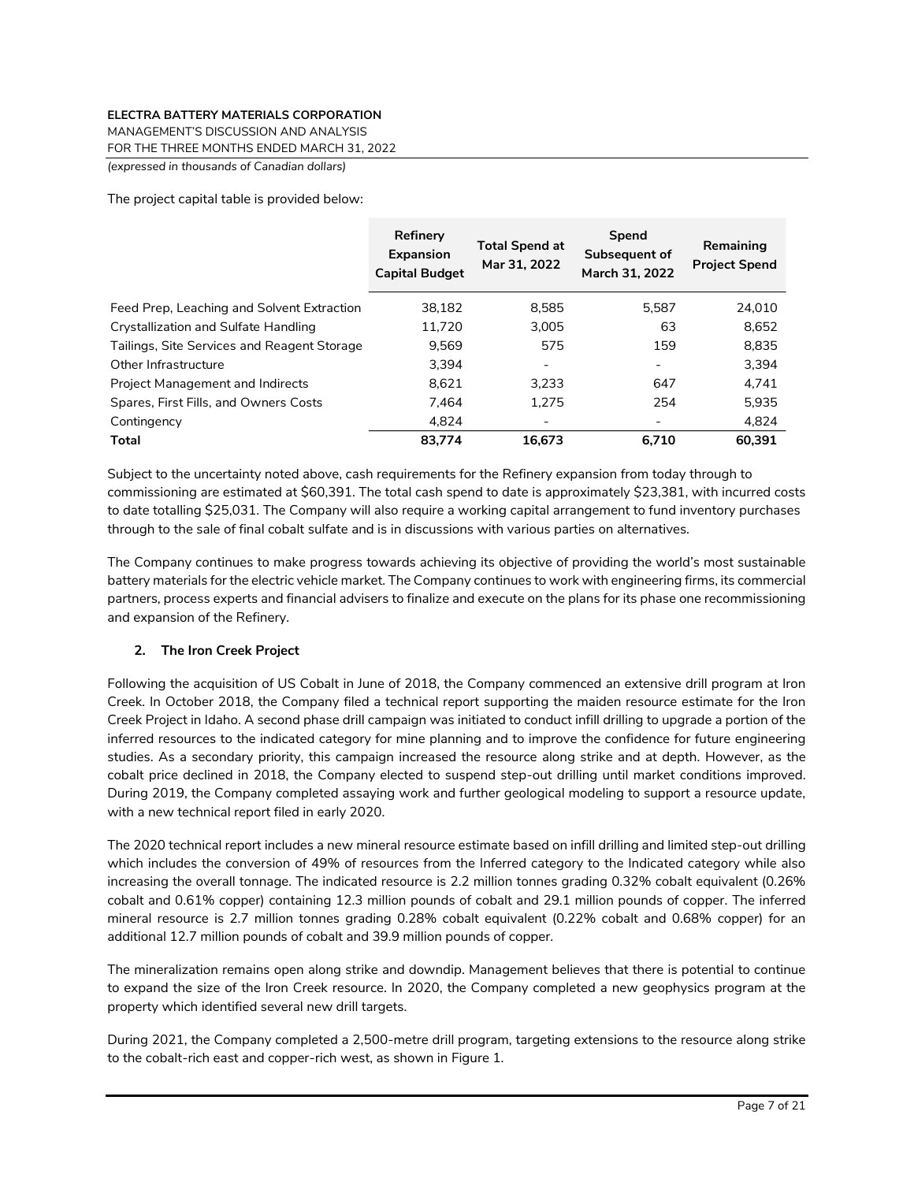The project capital table is provided below:

| | Refinery Expansion Capital Budget | Total Spend at Mar 31, 2022 | Spend Subsequent of March 31, 2022 | Remaining Project Spend |
|---|---|---|---|---|
| Feed Prep, Leaching and Solvent Extraction | 38,182 | 8,585 | 5,587 | 24,010 |
| Crystallization and Sulfate Handling | 11,720 | 3,005 | 63 | 8,652 |
| Tailings, Site Services and Reagent Storage | 9,569 | 575 | 159 | 8,835 |
| Other Infrastructure | 3,394 | - | - | 3,394 |
| Project Management and Indirects | 8,621 | 3,233 | 647 | 4,741 |
| Spares, First Fills, and Owners Costs | 7,464 | 1,275 | 254 | 5,935 |
| Contingency | 4,824 | - | - | 4,824 |
| **Total** | **83,774** | **16,673** | **6,710** | **60,391** |

Subject to the uncertainty noted above, cash requirements for the Refinery expansion from today through to commissioning are estimated at $60,391. The total cash spend to date is approximately $23,381, with incurred costs to date totalling $25,031. The Company will also require a working capital arrangement to fund inventory purchases through to the sale of final cobalt sulfate and is in discussions with various parties on alternatives.

The Company continues to make progress towards achieving its objective of providing the world's most sustainable battery materials for the electric vehicle market. The Company continues to work with engineering firms, its commercial partners, process experts and financial advisers to finalize and execute on the plans for its phase one recommissioning and expansion of the Refinery.

### 2. The Iron Creek Project

Following the acquisition of US Cobalt in June of 2018, the Company commenced an extensive drill program at Iron Creek. In October 2018, the Company filed a technical report supporting the maiden resource estimate for the Iron Creek Project in Idaho. A second phase drill campaign was initiated to conduct infill drilling to upgrade a portion of the inferred resources to the indicated category for mine planning and to improve the confidence for future engineering studies. As a secondary priority, this campaign increased the resource along strike and at depth. However, as the cobalt price declined in 2018, the Company elected to suspend step-out drilling until market conditions improved. During 2019, the Company completed assaying work and further geological modeling to support a resource update, with a new technical report filed in early 2020.

The 2020 technical report includes a new mineral resource estimate based on infill drilling and limited step-out drilling which includes the conversion of 49% of resources from the Inferred category to the Indicated category while also increasing the overall tonnage. The indicated resource is 2.2 million tonnes grading 0.32% cobalt equivalent (0.26% cobalt and 0.61% copper) containing 12.3 million pounds of cobalt and 29.1 million pounds of copper. The inferred mineral resource is 2.7 million tonnes grading 0.28% cobalt equivalent (0.22% cobalt and 0.68% copper) for an additional 12.7 million pounds of cobalt and 39.9 million pounds of copper.

The mineralization remains open along strike and downdip. Management believes that there is potential to continue to expand the size of the Iron Creek resource. In 2020, the Company completed a new geophysics program at the property which identified several new drill targets.

During 2021, the Company completed a 2,500-metre drill program, targeting extensions to the resource along strike to the cobalt-rich east and copper-rich west, as shown in Figure 1.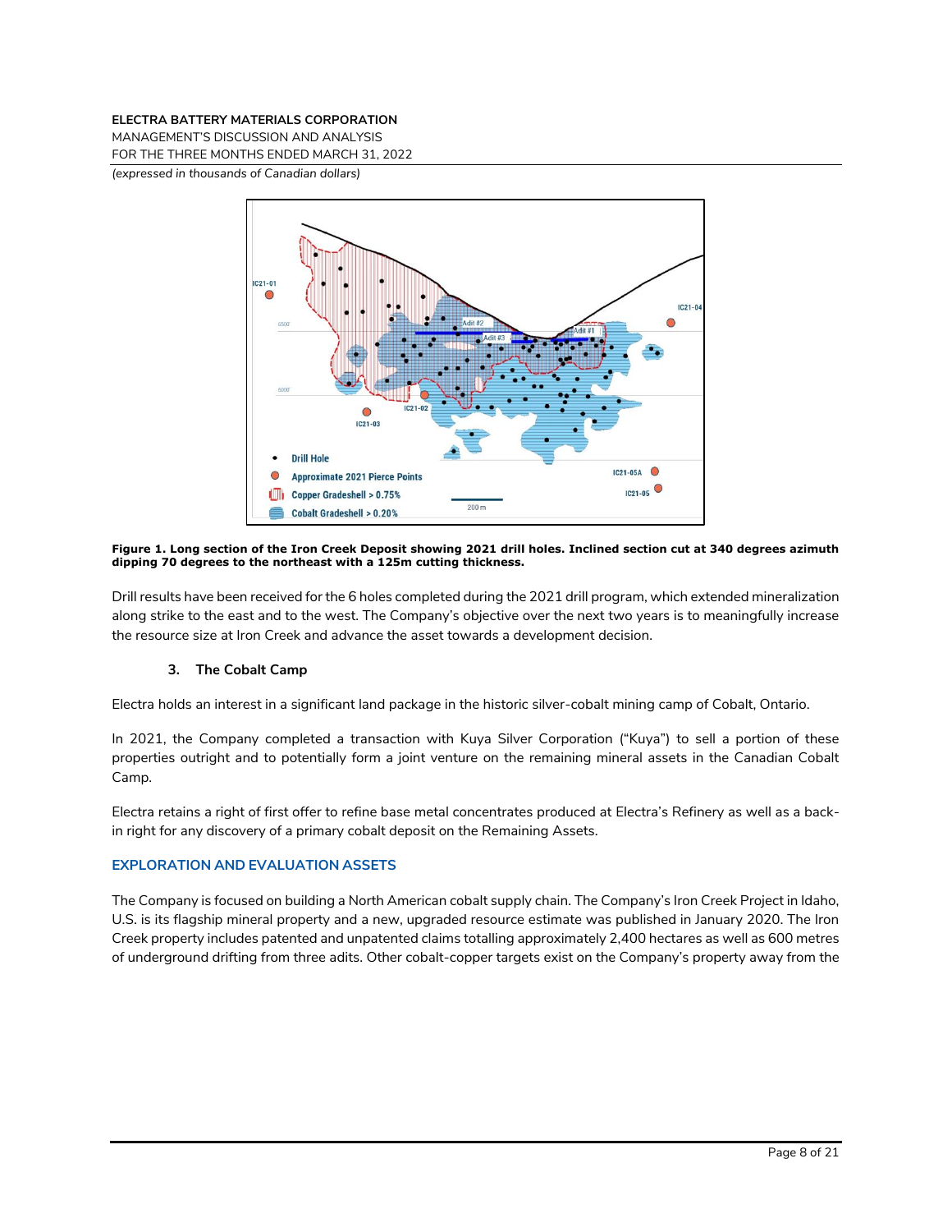**Figure 1. Long section of the Iron Creek Deposit showing 2021 drill holes. Inclined section cut at 340 degrees azimuth dipping 70 degrees to the northeast with a 125m cutting thickness.**

Drill results have been received for the 6 holes completed during the 2021 drill program, which extended mineralization along strike to the east and to the west. The Company's objective over the next two years is to meaningfully increase the resource size at Iron Creek and advance the asset towards a development decision.

### 3. The Cobalt Camp

Electra holds an interest in a significant land package in the historic silver-cobalt mining camp of Cobalt, Ontario.

In 2021, the Company completed a transaction with Kuya Silver Corporation ("Kuya") to sell a portion of these properties outright and to potentially form a joint venture on the remaining mineral assets in the Canadian Cobalt Camp.

Electra retains a right of first offer to refine base metal concentrates produced at Electra's Refinery as well as a back-in right for any discovery of a primary cobalt deposit on the Remaining Assets.

## EXPLORATION AND EVALUATION ASSETS

The Company is focused on building a North American cobalt supply chain. The Company's Iron Creek Project in Idaho, U.S. is its flagship mineral property and a new, upgraded resource estimate was published in January 2020. The Iron Creek property includes patented and unpatented claims totalling approximately 2,400 hectares as well as 600 metres of underground drifting from three adits. Other cobalt-copper targets exist on the Company's property away from the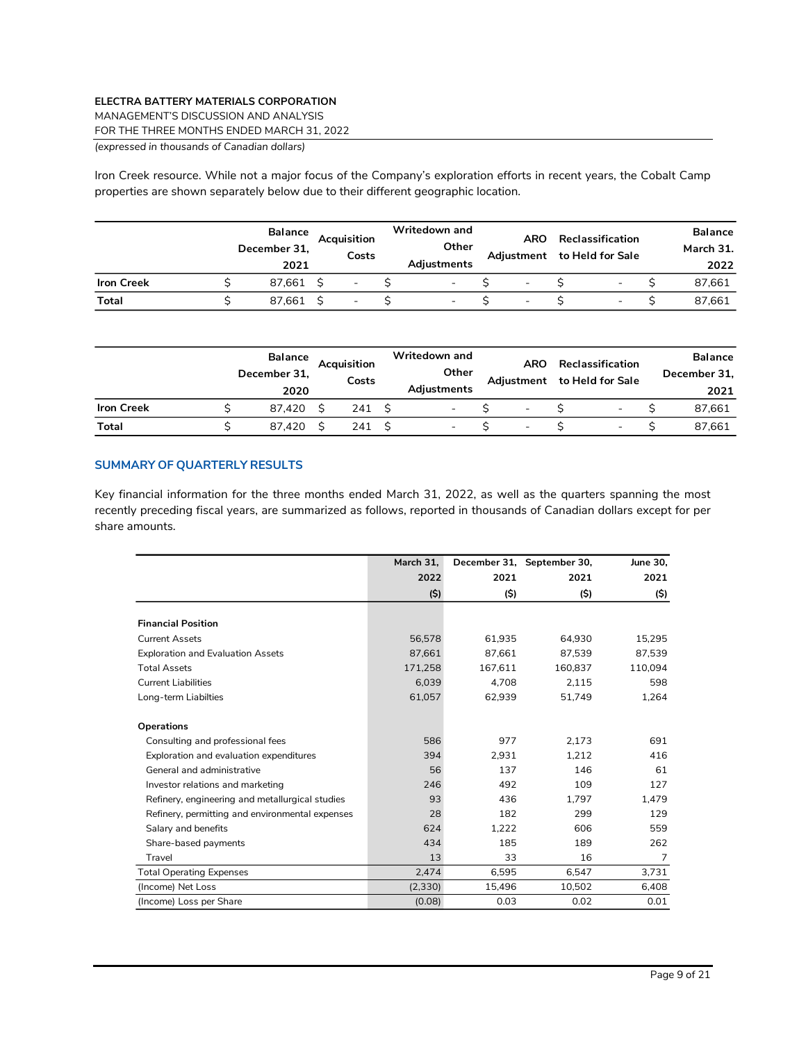Iron Creek resource. While not a major focus of the Company's exploration efforts in recent years, the Cobalt Camp properties are shown separately below due to their different geographic location.

| | Balance December 31, 2021 | Acquisition Costs | Writedown and Other Adjustments | ARO Adjustment | Reclassification to Held for Sale | Balance March 31. 2022 |
|---|---|---|---|---|---|---|
| **Iron Creek** | $ 87,661 | $ - | $ - | $ - | $ - | $ 87,661 |
| **Total** | $ 87,661 | $ - | $ - | $ - | $ - | $ 87,661 |

| | Balance December 31, 2020 | Acquisition Costs | Writedown and Other Adjustments | ARO Adjustment | Reclassification to Held for Sale | Balance December 31, 2021 |
|---|---|---|---|---|---|---|
| **Iron Creek** | $ 87,420 | $ 241 | $ - | $ - | $ - | $ 87,661 |
| **Total** | $ 87,420 | $ 241 | $ - | $ - | $ - | $ 87,661 |

## SUMMARY OF QUARTERLY RESULTS

Key financial information for the three months ended March 31, 2022, as well as the quarters spanning the most recently preceding fiscal years, are summarized as follows, reported in thousands of Canadian dollars except for per share amounts.

| | March 31, 2022 ($) | December 31, 2021 ($) | September 30, 2021 ($) | June 30, 2021 ($) |
|---|---|---|---|---|
| **Financial Position** | | | | |
| Current Assets | 56,578 | 61,935 | 64,930 | 15,295 |
| Exploration and Evaluation Assets | 87,661 | 87,661 | 87,539 | 87,539 |
| Total Assets | 171,258 | 167,611 | 160,837 | 110,094 |
| Current Liabilities | 6,039 | 4,708 | 2,115 | 598 |
| Long-term Liabilties | 61,057 | 62,939 | 51,749 | 1,264 |
| **Operations** | | | | |
| Consulting and professional fees | 586 | 977 | 2,173 | 691 |
| Exploration and evaluation expenditures | 394 | 2,931 | 1,212 | 416 |
| General and administrative | 56 | 137 | 146 | 61 |
| Investor relations and marketing | 246 | 492 | 109 | 127 |
| Refinery, engineering and metallurgical studies | 93 | 436 | 1,797 | 1,479 |
| Refinery, permitting and environmental expenses | 28 | 182 | 299 | 129 |
| Salary and benefits | 624 | 1,222 | 606 | 559 |
| Share-based payments | 434 | 185 | 189 | 262 |
| Travel | 13 | 33 | 16 | 7 |
| Total Operating Expenses | 2,474 | 6,595 | 6,547 | 3,731 |
| (Income) Net Loss | (2,330) | 15,496 | 10,502 | 6,408 |
| (Income) Loss per Share | (0.08) | 0.03 | 0.02 | 0.01 |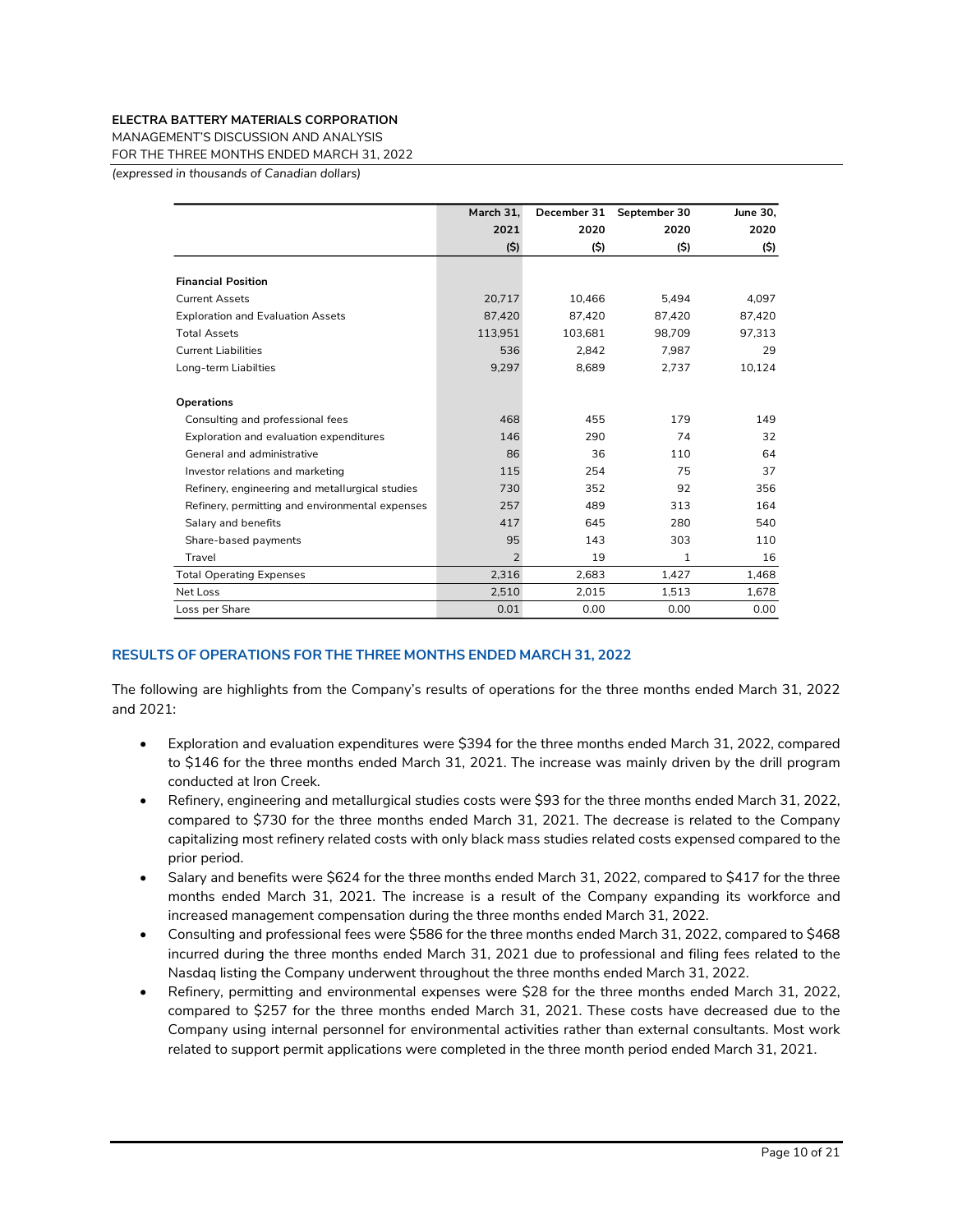| | March 31, 2021 ($) | December 31 2020 ($) | September 30 2020 ($) | June 30, 2020 ($) |
|---|---|---|---|---|
| **Financial Position** | | | | |
| Current Assets | 20,717 | 10,466 | 5,494 | 4,097 |
| Exploration and Evaluation Assets | 87,420 | 87,420 | 87,420 | 87,420 |
| Total Assets | 113,951 | 103,681 | 98,709 | 97,313 |
| Current Liabilities | 536 | 2,842 | 7,987 | 29 |
| Long-term Liabilties | 9,297 | 8,689 | 2,737 | 10,124 |
| **Operations** | | | | |
| Consulting and professional fees | 468 | 455 | 179 | 149 |
| Exploration and evaluation expenditures | 146 | 290 | 74 | 32 |
| General and administrative | 86 | 36 | 110 | 64 |
| Investor relations and marketing | 115 | 254 | 75 | 37 |
| Refinery, engineering and metallurgical studies | 730 | 352 | 92 | 356 |
| Refinery, permitting and environmental expenses | 257 | 489 | 313 | 164 |
| Salary and benefits | 417 | 645 | 280 | 540 |
| Share-based payments | 95 | 143 | 303 | 110 |
| Travel | 2 | 19 | 1 | 16 |
| Total Operating Expenses | 2,316 | 2,683 | 1,427 | 1,468 |
| Net Loss | 2,510 | 2,015 | 1,513 | 1,678 |
| Loss per Share | 0.01 | 0.00 | 0.00 | 0.00 |

## RESULTS OF OPERATIONS FOR THE THREE MONTHS ENDED MARCH 31, 2022

The following are highlights from the Company's results of operations for the three months ended March 31, 2022 and 2021:

- Exploration and evaluation expenditures were $394 for the three months ended March 31, 2022, compared to $146 for the three months ended March 31, 2021. The increase was mainly driven by the drill program conducted at Iron Creek.
- Refinery, engineering and metallurgical studies costs were $93 for the three months ended March 31, 2022, compared to $730 for the three months ended March 31, 2021. The decrease is related to the Company capitalizing most refinery related costs with only black mass studies related costs expensed compared to the prior period.
- Salary and benefits were $624 for the three months ended March 31, 2022, compared to $417 for the three months ended March 31, 2021. The increase is a result of the Company expanding its workforce and increased management compensation during the three months ended March 31, 2022.
- Consulting and professional fees were $586 for the three months ended March 31, 2022, compared to $468 incurred during the three months ended March 31, 2021 due to professional and filing fees related to the Nasdaq listing the Company underwent throughout the three months ended March 31, 2022.
- Refinery, permitting and environmental expenses were $28 for the three months ended March 31, 2022, compared to $257 for the three months ended March 31, 2021. These costs have decreased due to the Company using internal personnel for environmental activities rather than external consultants. Most work related to support permit applications were completed in the three month period ended March 31, 2021.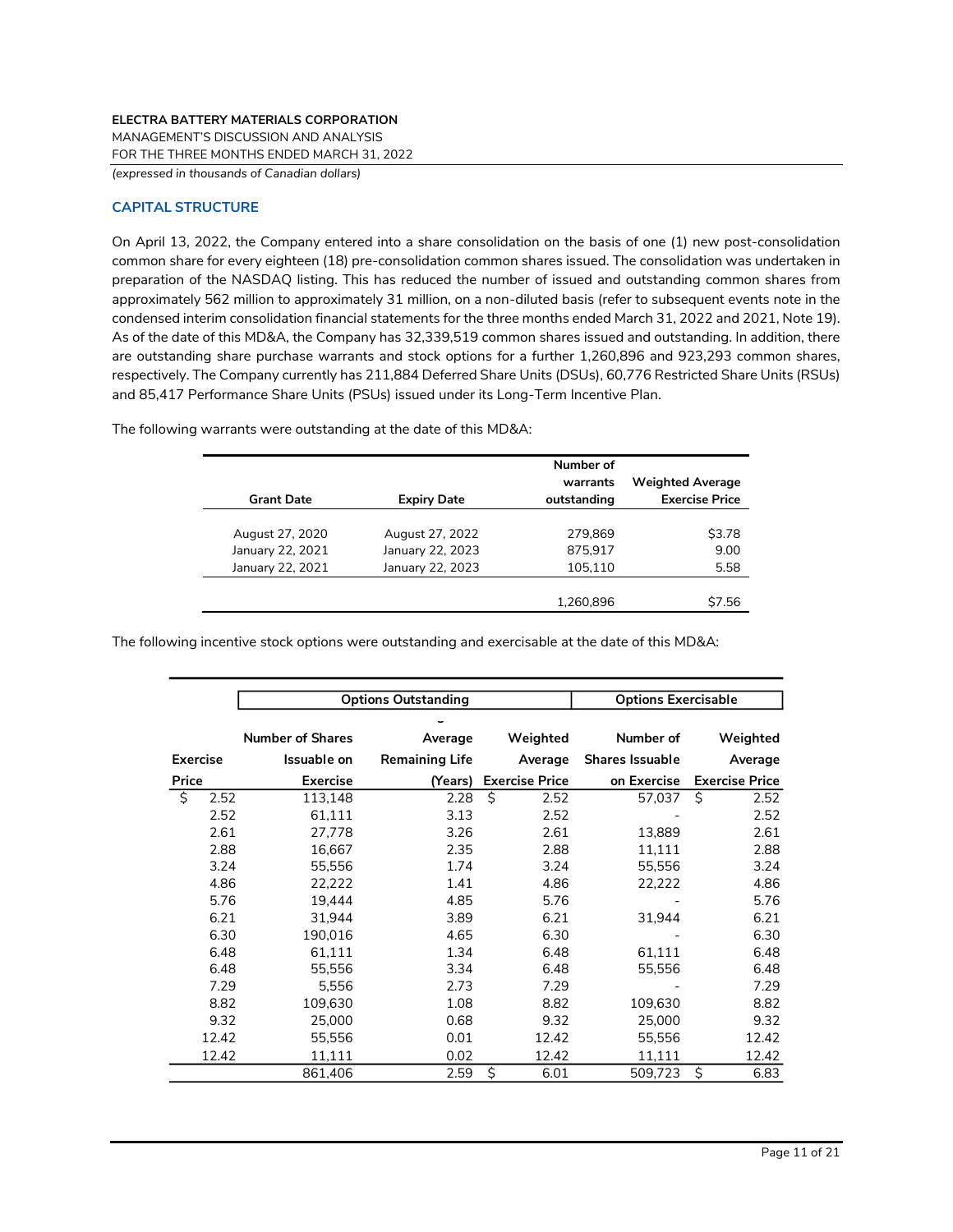## CAPITAL STRUCTURE

On April 13, 2022, the Company entered into a share consolidation on the basis of one (1) new post-consolidation common share for every eighteen (18) pre-consolidation common shares issued. The consolidation was undertaken in preparation of the NASDAQ listing. This has reduced the number of issued and outstanding common shares from approximately 562 million to approximately 31 million, on a non-diluted basis (refer to subsequent events note in the condensed interim consolidation financial statements for the three months ended March 31, 2022 and 2021, Note 19). As of the date of this MD&A, the Company has 32,339,519 common shares issued and outstanding. In addition, there are outstanding share purchase warrants and stock options for a further 1,260,896 and 923,293 common shares, respectively. The Company currently has 211,884 Deferred Share Units (DSUs), 60,776 Restricted Share Units (RSUs) and 85,417 Performance Share Units (PSUs) issued under its Long-Term Incentive Plan.

The following warrants were outstanding at the date of this MD&A:

| Grant Date | Expiry Date | Number of warrants outstanding | Weighted Average Exercise Price |
|---|---|---|---|
| August 27, 2020 | August 27, 2022 | 279,869 | $3.78 |
| January 22, 2021 | January 22, 2023 | 875,917 | 9.00 |
| January 22, 2021 | January 22, 2023 | 105,110 | 5.58 |
| | | 1,260,896 | $7.56 |

The following incentive stock options were outstanding and exercisable at the date of this MD&A:

| | Options Outstanding | | | Options Exercisable | |
|---|---|---|---|---|---|
| Exercise Price | Number of Shares Issuable on Exercise | Average Remaining Life (Years) | Weighted Average Exercise Price | Number of Shares Issuable on Exercise | Weighted Average Exercise Price |
| $ 2.52 | 113,148 | 2.28 | $ 2.52 | 57,037 | $ 2.52 |
| 2.52 | 61,111 | 3.13 | 2.52 | - | 2.52 |
| 2.61 | 27,778 | 3.26 | 2.61 | 13,889 | 2.61 |
| 2.88 | 16,667 | 2.35 | 2.88 | 11,111 | 2.88 |
| 3.24 | 55,556 | 1.74 | 3.24 | 55,556 | 3.24 |
| 4.86 | 22,222 | 1.41 | 4.86 | 22,222 | 4.86 |
| 5.76 | 19,444 | 4.85 | 5.76 | - | 5.76 |
| 6.21 | 31,944 | 3.89 | 6.21 | 31,944 | 6.21 |
| 6.30 | 190,016 | 4.65 | 6.30 | - | 6.30 |
| 6.48 | 61,111 | 1.34 | 6.48 | 61,111 | 6.48 |
| 6.48 | 55,556 | 3.34 | 6.48 | 55,556 | 6.48 |
| 7.29 | 5,556 | 2.73 | 7.29 | - | 7.29 |
| 8.82 | 109,630 | 1.08 | 8.82 | 109,630 | 8.82 |
| 9.32 | 25,000 | 0.68 | 9.32 | 25,000 | 9.32 |
| 12.42 | 55,556 | 0.01 | 12.42 | 55,556 | 12.42 |
| 12.42 | 11,111 | 0.02 | 12.42 | 11,111 | 12.42 |
| | 861,406 | 2.59 | $ 6.01 | 509,723 | $ 6.83 |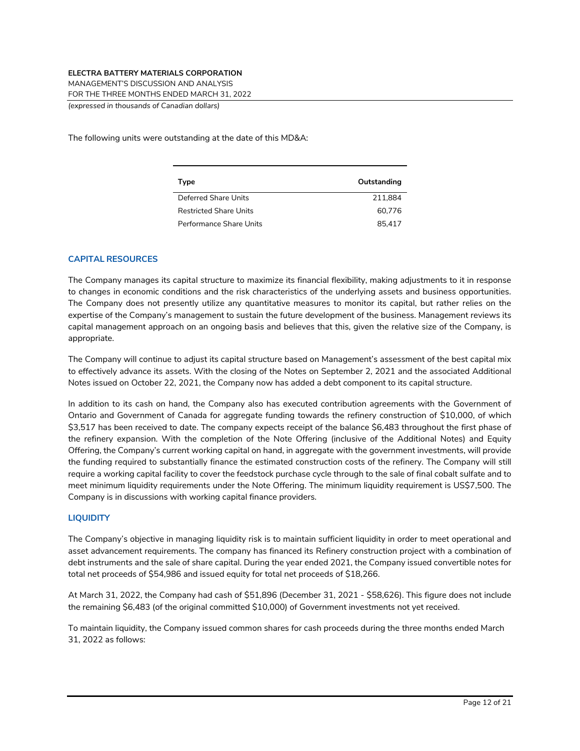The following units were outstanding at the date of this MD&A:

| Type | Outstanding |
| --- | --- |
| Deferred Share Units | 211,884 |
| Restricted Share Units | 60,776 |
| Performance Share Units | 85,417 |

## CAPITAL RESOURCES

The Company manages its capital structure to maximize its financial flexibility, making adjustments to it in response to changes in economic conditions and the risk characteristics of the underlying assets and business opportunities. The Company does not presently utilize any quantitative measures to monitor its capital, but rather relies on the expertise of the Company's management to sustain the future development of the business. Management reviews its capital management approach on an ongoing basis and believes that this, given the relative size of the Company, is appropriate.

The Company will continue to adjust its capital structure based on Management's assessment of the best capital mix to effectively advance its assets. With the closing of the Notes on September 2, 2021 and the associated Additional Notes issued on October 22, 2021, the Company now has added a debt component to its capital structure.

In addition to its cash on hand, the Company also has executed contribution agreements with the Government of Ontario and Government of Canada for aggregate funding towards the refinery construction of $10,000, of which $3,517 has been received to date. The company expects receipt of the balance $6,483 throughout the first phase of the refinery expansion. With the completion of the Note Offering (inclusive of the Additional Notes) and Equity Offering, the Company's current working capital on hand, in aggregate with the government investments, will provide the funding required to substantially finance the estimated construction costs of the refinery. The Company will still require a working capital facility to cover the feedstock purchase cycle through to the sale of final cobalt sulfate and to meet minimum liquidity requirements under the Note Offering. The minimum liquidity requirement is US$7,500. The Company is in discussions with working capital finance providers.

## LIQUIDITY

The Company's objective in managing liquidity risk is to maintain sufficient liquidity in order to meet operational and asset advancement requirements. The company has financed its Refinery construction project with a combination of debt instruments and the sale of share capital. During the year ended 2021, the Company issued convertible notes for total net proceeds of $54,986 and issued equity for total net proceeds of $18,266.

At March 31, 2022, the Company had cash of $51,896 (December 31, 2021 - $58,626). This figure does not include the remaining $6,483 (of the original committed $10,000) of Government investments not yet received.

To maintain liquidity, the Company issued common shares for cash proceeds during the three months ended March 31, 2022 as follows: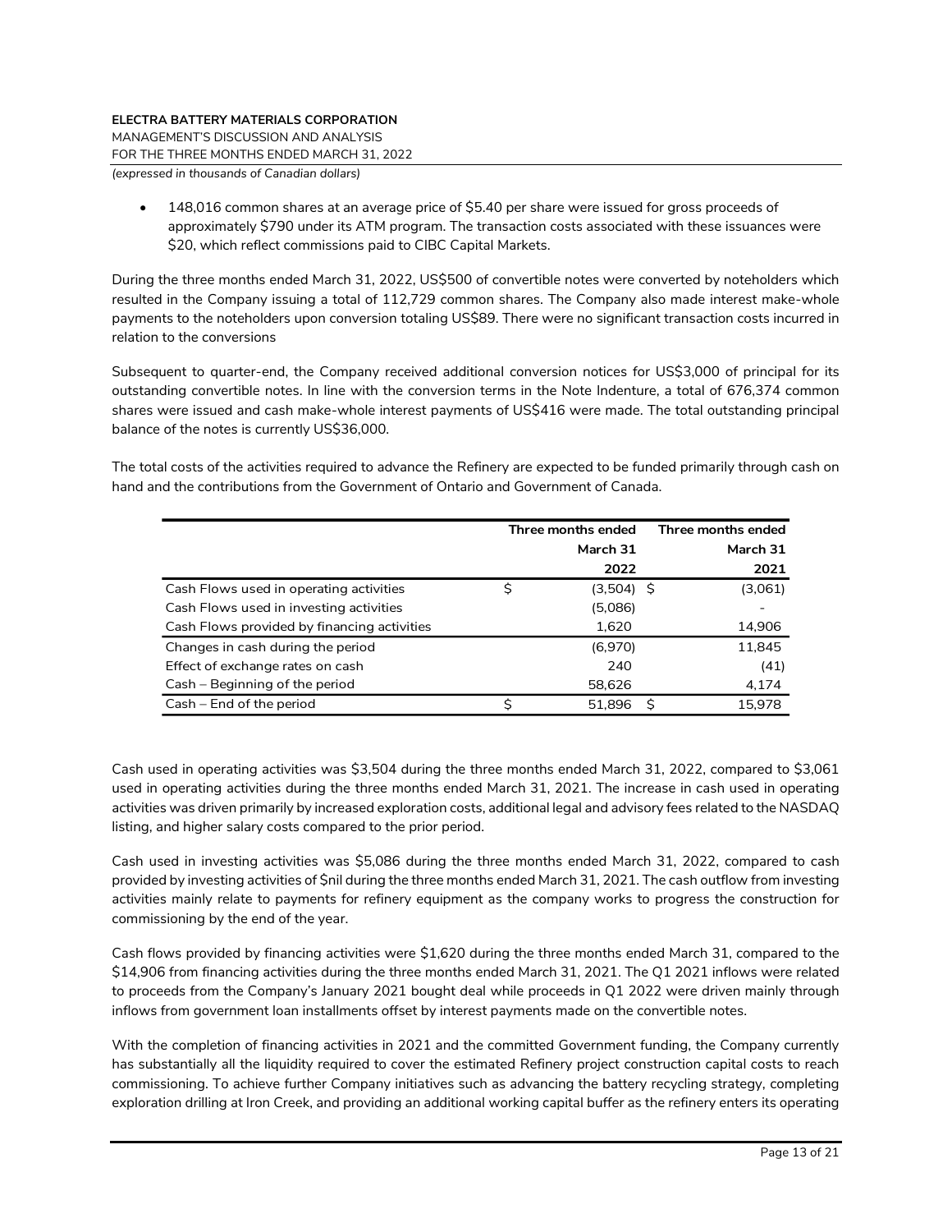- 148,016 common shares at an average price of $5.40 per share were issued for gross proceeds of approximately $790 under its ATM program. The transaction costs associated with these issuances were $20, which reflect commissions paid to CIBC Capital Markets.

During the three months ended March 31, 2022, US$500 of convertible notes were converted by noteholders which resulted in the Company issuing a total of 112,729 common shares. The Company also made interest make-whole payments to the noteholders upon conversion totaling US$89. There were no significant transaction costs incurred in relation to the conversions

Subsequent to quarter-end, the Company received additional conversion notices for US$3,000 of principal for its outstanding convertible notes. In line with the conversion terms in the Note Indenture, a total of 676,374 common shares were issued and cash make-whole interest payments of US$416 were made. The total outstanding principal balance of the notes is currently US$36,000.

The total costs of the activities required to advance the Refinery are expected to be funded primarily through cash on hand and the contributions from the Government of Ontario and Government of Canada.

| | Three months ended March 31 2022 | Three months ended March 31 2021 |
|---|---|---|
| Cash Flows used in operating activities | $ (3,504) | $ (3,061) |
| Cash Flows used in investing activities | (5,086) | - |
| Cash Flows provided by financing activities | 1,620 | 14,906 |
| Changes in cash during the period | (6,970) | 11,845 |
| Effect of exchange rates on cash | 240 | (41) |
| Cash – Beginning of the period | 58,626 | 4,174 |
| Cash – End of the period | $ 51,896 | $ 15,978 |

Cash used in operating activities was $3,504 during the three months ended March 31, 2022, compared to $3,061 used in operating activities during the three months ended March 31, 2021. The increase in cash used in operating activities was driven primarily by increased exploration costs, additional legal and advisory fees related to the NASDAQ listing, and higher salary costs compared to the prior period.

Cash used in investing activities was $5,086 during the three months ended March 31, 2022, compared to cash provided by investing activities of $nil during the three months ended March 31, 2021. The cash outflow from investing activities mainly relate to payments for refinery equipment as the company works to progress the construction for commissioning by the end of the year.

Cash flows provided by financing activities were $1,620 during the three months ended March 31, compared to the $14,906 from financing activities during the three months ended March 31, 2021. The Q1 2021 inflows were related to proceeds from the Company's January 2021 bought deal while proceeds in Q1 2022 were driven mainly through inflows from government loan installments offset by interest payments made on the convertible notes.

With the completion of financing activities in 2021 and the committed Government funding, the Company currently has substantially all the liquidity required to cover the estimated Refinery project construction capital costs to reach commissioning. To achieve further Company initiatives such as advancing the battery recycling strategy, completing exploration drilling at Iron Creek, and providing an additional working capital buffer as the refinery enters its operating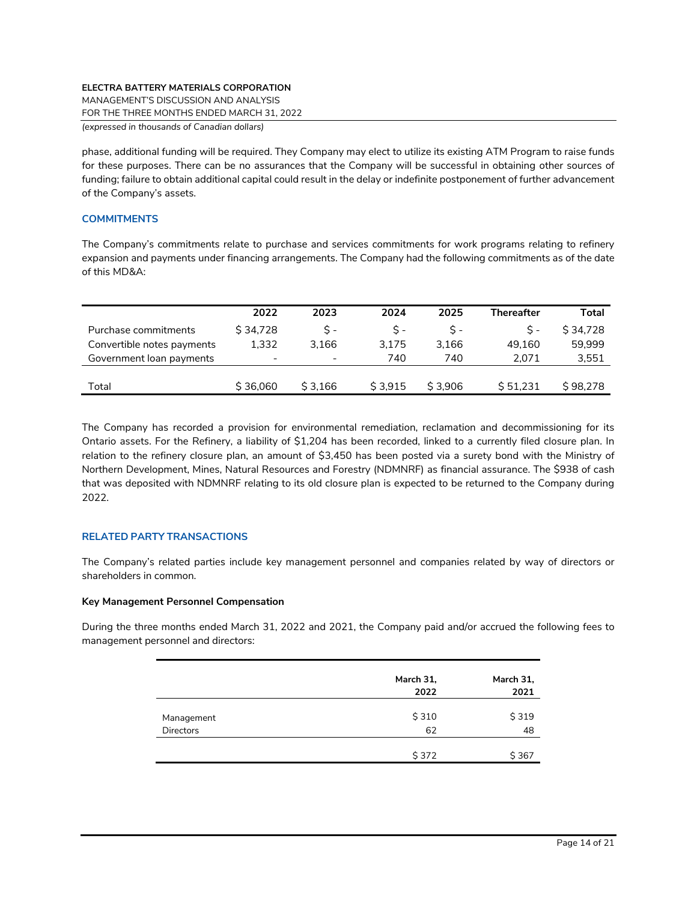phase, additional funding will be required. They Company may elect to utilize its existing ATM Program to raise funds for these purposes. There can be no assurances that the Company will be successful in obtaining other sources of funding; failure to obtain additional capital could result in the delay or indefinite postponement of further advancement of the Company's assets.

## COMMITMENTS

The Company's commitments relate to purchase and services commitments for work programs relating to refinery expansion and payments under financing arrangements. The Company had the following commitments as of the date of this MD&A:

| | 2022 | 2023 | 2024 | 2025 | Thereafter | Total |
|---|---|---|---|---|---|---|
| Purchase commitments | $ 34,728 | $ - | $ - | $ - | $ - | $ 34,728 |
| Convertible notes payments | 1,332 | 3,166 | 3,175 | 3,166 | 49,160 | 59,999 |
| Government loan payments | - | - | 740 | 740 | 2,071 | 3,551 |
| Total | $ 36,060 | $ 3,166 | $ 3,915 | $ 3,906 | $ 51,231 | $ 98,278 |

The Company has recorded a provision for environmental remediation, reclamation and decommissioning for its Ontario assets. For the Refinery, a liability of $1,204 has been recorded, linked to a currently filed closure plan. In relation to the refinery closure plan, an amount of $3,450 has been posted via a surety bond with the Ministry of Northern Development, Mines, Natural Resources and Forestry (NDMNRF) as financial assurance. The $938 of cash that was deposited with NDMNRF relating to its old closure plan is expected to be returned to the Company during 2022.

## RELATED PARTY TRANSACTIONS

The Company's related parties include key management personnel and companies related by way of directors or shareholders in common.

**Key Management Personnel Compensation**

During the three months ended March 31, 2022 and 2021, the Company paid and/or accrued the following fees to management personnel and directors:

| | March 31, 2022 | March 31, 2021 |
|---|---|---|
| Management | $ 310 | $ 319 |
| Directors | 62 | 48 |
| | $ 372 | $ 367 |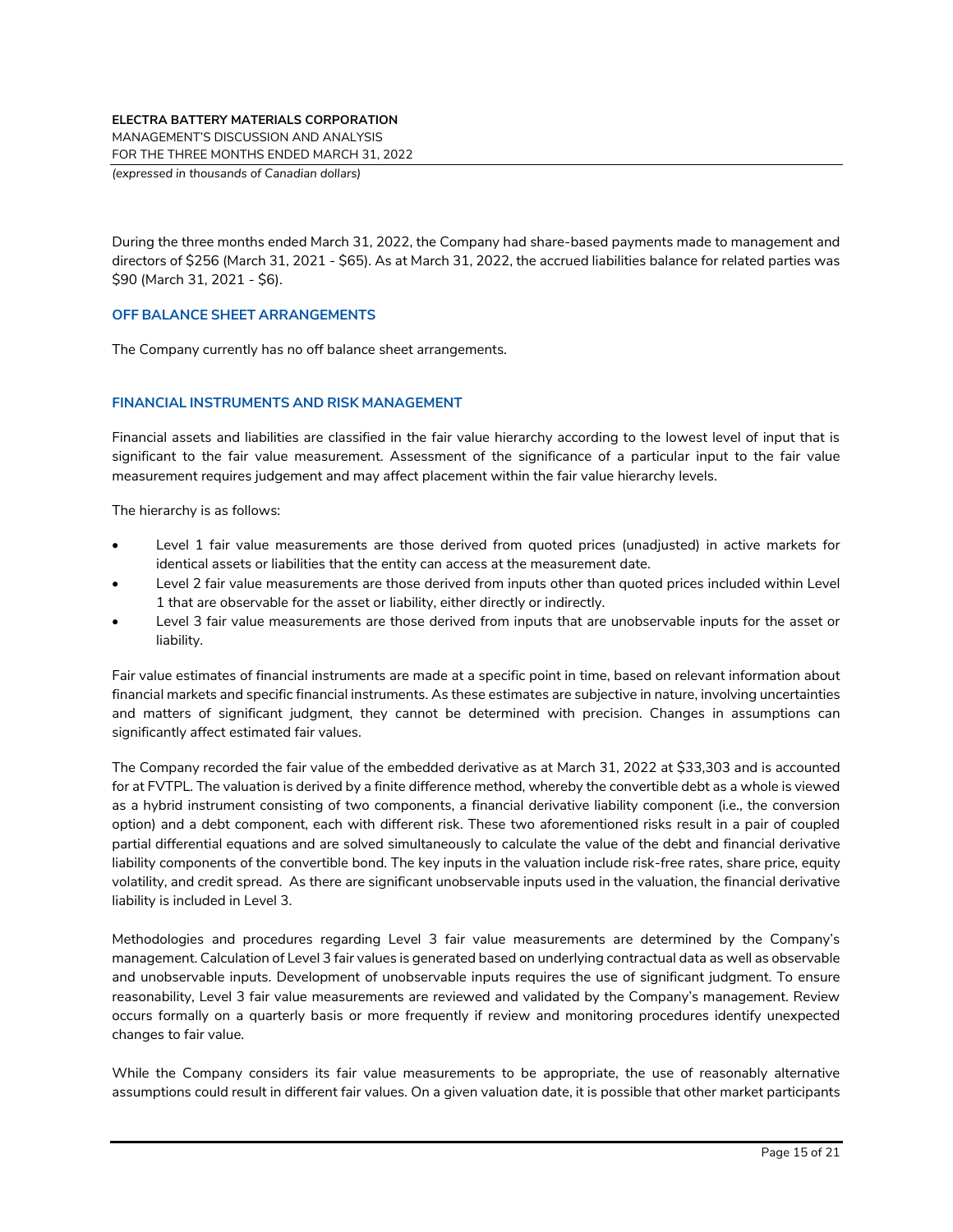During the three months ended March 31, 2022, the Company had share-based payments made to management and directors of $256 (March 31, 2021 - $65). As at March 31, 2022, the accrued liabilities balance for related parties was $90 (March 31, 2021 - $6).

## OFF BALANCE SHEET ARRANGEMENTS

The Company currently has no off balance sheet arrangements.

## FINANCIAL INSTRUMENTS AND RISK MANAGEMENT

Financial assets and liabilities are classified in the fair value hierarchy according to the lowest level of input that is significant to the fair value measurement. Assessment of the significance of a particular input to the fair value measurement requires judgement and may affect placement within the fair value hierarchy levels.

The hierarchy is as follows:

- Level 1 fair value measurements are those derived from quoted prices (unadjusted) in active markets for identical assets or liabilities that the entity can access at the measurement date.
- Level 2 fair value measurements are those derived from inputs other than quoted prices included within Level 1 that are observable for the asset or liability, either directly or indirectly.
- Level 3 fair value measurements are those derived from inputs that are unobservable inputs for the asset or liability.

Fair value estimates of financial instruments are made at a specific point in time, based on relevant information about financial markets and specific financial instruments. As these estimates are subjective in nature, involving uncertainties and matters of significant judgment, they cannot be determined with precision. Changes in assumptions can significantly affect estimated fair values.

The Company recorded the fair value of the embedded derivative as at March 31, 2022 at $33,303 and is accounted for at FVTPL. The valuation is derived by a finite difference method, whereby the convertible debt as a whole is viewed as a hybrid instrument consisting of two components, a financial derivative liability component (i.e., the conversion option) and a debt component, each with different risk. These two aforementioned risks result in a pair of coupled partial differential equations and are solved simultaneously to calculate the value of the debt and financial derivative liability components of the convertible bond. The key inputs in the valuation include risk-free rates, share price, equity volatility, and credit spread. As there are significant unobservable inputs used in the valuation, the financial derivative liability is included in Level 3.

Methodologies and procedures regarding Level 3 fair value measurements are determined by the Company's management. Calculation of Level 3 fair values is generated based on underlying contractual data as well as observable and unobservable inputs. Development of unobservable inputs requires the use of significant judgment. To ensure reasonability, Level 3 fair value measurements are reviewed and validated by the Company's management. Review occurs formally on a quarterly basis or more frequently if review and monitoring procedures identify unexpected changes to fair value.

While the Company considers its fair value measurements to be appropriate, the use of reasonably alternative assumptions could result in different fair values. On a given valuation date, it is possible that other market participants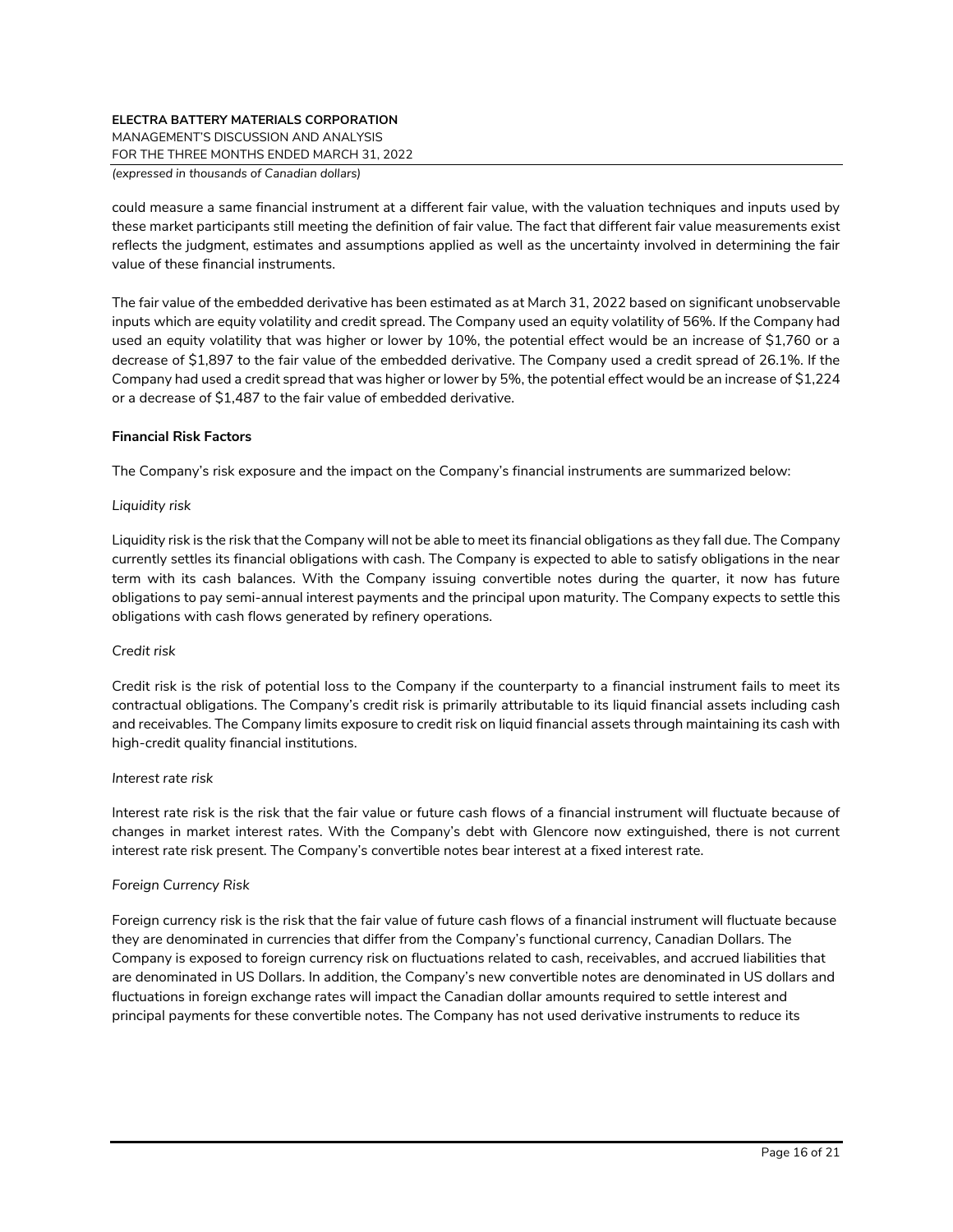could measure a same financial instrument at a different fair value, with the valuation techniques and inputs used by these market participants still meeting the definition of fair value. The fact that different fair value measurements exist reflects the judgment, estimates and assumptions applied as well as the uncertainty involved in determining the fair value of these financial instruments.

The fair value of the embedded derivative has been estimated as at March 31, 2022 based on significant unobservable inputs which are equity volatility and credit spread. The Company used an equity volatility of 56%. If the Company had used an equity volatility that was higher or lower by 10%, the potential effect would be an increase of $1,760 or a decrease of $1,897 to the fair value of the embedded derivative. The Company used a credit spread of 26.1%. If the Company had used a credit spread that was higher or lower by 5%, the potential effect would be an increase of $1,224 or a decrease of $1,487 to the fair value of embedded derivative.

**Financial Risk Factors**

The Company's risk exposure and the impact on the Company's financial instruments are summarized below:

*Liquidity risk*

Liquidity risk is the risk that the Company will not be able to meet its financial obligations as they fall due. The Company currently settles its financial obligations with cash. The Company is expected to able to satisfy obligations in the near term with its cash balances. With the Company issuing convertible notes during the quarter, it now has future obligations to pay semi-annual interest payments and the principal upon maturity. The Company expects to settle this obligations with cash flows generated by refinery operations.

*Credit risk*

Credit risk is the risk of potential loss to the Company if the counterparty to a financial instrument fails to meet its contractual obligations. The Company's credit risk is primarily attributable to its liquid financial assets including cash and receivables. The Company limits exposure to credit risk on liquid financial assets through maintaining its cash with high-credit quality financial institutions.

*Interest rate risk*

Interest rate risk is the risk that the fair value or future cash flows of a financial instrument will fluctuate because of changes in market interest rates. With the Company's debt with Glencore now extinguished, there is not current interest rate risk present. The Company's convertible notes bear interest at a fixed interest rate.

*Foreign Currency Risk*

Foreign currency risk is the risk that the fair value of future cash flows of a financial instrument will fluctuate because they are denominated in currencies that differ from the Company's functional currency, Canadian Dollars. The Company is exposed to foreign currency risk on fluctuations related to cash, receivables, and accrued liabilities that are denominated in US Dollars. In addition, the Company's new convertible notes are denominated in US dollars and fluctuations in foreign exchange rates will impact the Canadian dollar amounts required to settle interest and principal payments for these convertible notes. The Company has not used derivative instruments to reduce its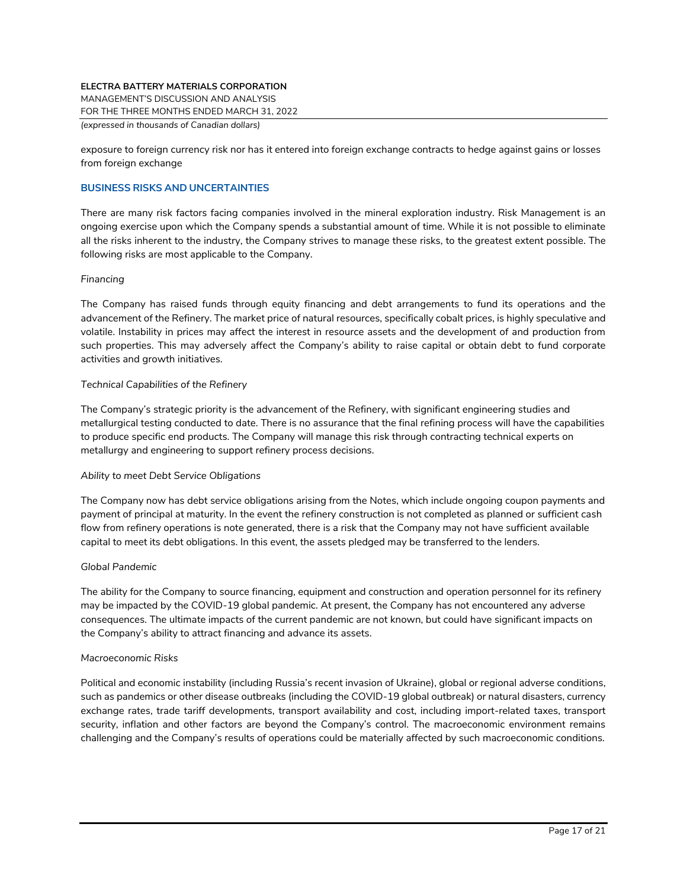exposure to foreign currency risk nor has it entered into foreign exchange contracts to hedge against gains or losses from foreign exchange

## BUSINESS RISKS AND UNCERTAINTIES

There are many risk factors facing companies involved in the mineral exploration industry. Risk Management is an ongoing exercise upon which the Company spends a substantial amount of time. While it is not possible to eliminate all the risks inherent to the industry, the Company strives to manage these risks, to the greatest extent possible. The following risks are most applicable to the Company.

*Financing*

The Company has raised funds through equity financing and debt arrangements to fund its operations and the advancement of the Refinery. The market price of natural resources, specifically cobalt prices, is highly speculative and volatile. Instability in prices may affect the interest in resource assets and the development of and production from such properties. This may adversely affect the Company's ability to raise capital or obtain debt to fund corporate activities and growth initiatives.

*Technical Capabilities of the Refinery*

The Company's strategic priority is the advancement of the Refinery, with significant engineering studies and metallurgical testing conducted to date. There is no assurance that the final refining process will have the capabilities to produce specific end products. The Company will manage this risk through contracting technical experts on metallurgy and engineering to support refinery process decisions.

*Ability to meet Debt Service Obligations*

The Company now has debt service obligations arising from the Notes, which include ongoing coupon payments and payment of principal at maturity. In the event the refinery construction is not completed as planned or sufficient cash flow from refinery operations is note generated, there is a risk that the Company may not have sufficient available capital to meet its debt obligations. In this event, the assets pledged may be transferred to the lenders.

*Global Pandemic*

The ability for the Company to source financing, equipment and construction and operation personnel for its refinery may be impacted by the COVID-19 global pandemic. At present, the Company has not encountered any adverse consequences. The ultimate impacts of the current pandemic are not known, but could have significant impacts on the Company's ability to attract financing and advance its assets.

*Macroeconomic Risks*

Political and economic instability (including Russia's recent invasion of Ukraine), global or regional adverse conditions, such as pandemics or other disease outbreaks (including the COVID-19 global outbreak) or natural disasters, currency exchange rates, trade tariff developments, transport availability and cost, including import-related taxes, transport security, inflation and other factors are beyond the Company's control. The macroeconomic environment remains challenging and the Company's results of operations could be materially affected by such macroeconomic conditions.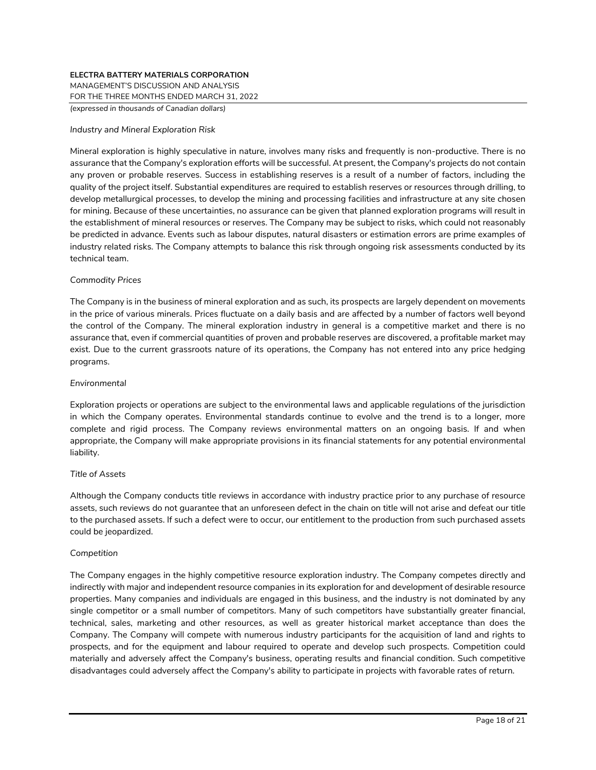*Industry and Mineral Exploration Risk*

Mineral exploration is highly speculative in nature, involves many risks and frequently is non-productive. There is no assurance that the Company's exploration efforts will be successful. At present, the Company's projects do not contain any proven or probable reserves. Success in establishing reserves is a result of a number of factors, including the quality of the project itself. Substantial expenditures are required to establish reserves or resources through drilling, to develop metallurgical processes, to develop the mining and processing facilities and infrastructure at any site chosen for mining. Because of these uncertainties, no assurance can be given that planned exploration programs will result in the establishment of mineral resources or reserves. The Company may be subject to risks, which could not reasonably be predicted in advance. Events such as labour disputes, natural disasters or estimation errors are prime examples of industry related risks. The Company attempts to balance this risk through ongoing risk assessments conducted by its technical team.

*Commodity Prices*

The Company is in the business of mineral exploration and as such, its prospects are largely dependent on movements in the price of various minerals. Prices fluctuate on a daily basis and are affected by a number of factors well beyond the control of the Company. The mineral exploration industry in general is a competitive market and there is no assurance that, even if commercial quantities of proven and probable reserves are discovered, a profitable market may exist. Due to the current grassroots nature of its operations, the Company has not entered into any price hedging programs.

*Environmental*

Exploration projects or operations are subject to the environmental laws and applicable regulations of the jurisdiction in which the Company operates. Environmental standards continue to evolve and the trend is to a longer, more complete and rigid process. The Company reviews environmental matters on an ongoing basis. If and when appropriate, the Company will make appropriate provisions in its financial statements for any potential environmental liability.

*Title of Assets*

Although the Company conducts title reviews in accordance with industry practice prior to any purchase of resource assets, such reviews do not guarantee that an unforeseen defect in the chain on title will not arise and defeat our title to the purchased assets. If such a defect were to occur, our entitlement to the production from such purchased assets could be jeopardized.

*Competition*

The Company engages in the highly competitive resource exploration industry. The Company competes directly and indirectly with major and independent resource companies in its exploration for and development of desirable resource properties. Many companies and individuals are engaged in this business, and the industry is not dominated by any single competitor or a small number of competitors. Many of such competitors have substantially greater financial, technical, sales, marketing and other resources, as well as greater historical market acceptance than does the Company. The Company will compete with numerous industry participants for the acquisition of land and rights to prospects, and for the equipment and labour required to operate and develop such prospects. Competition could materially and adversely affect the Company's business, operating results and financial condition. Such competitive disadvantages could adversely affect the Company's ability to participate in projects with favorable rates of return.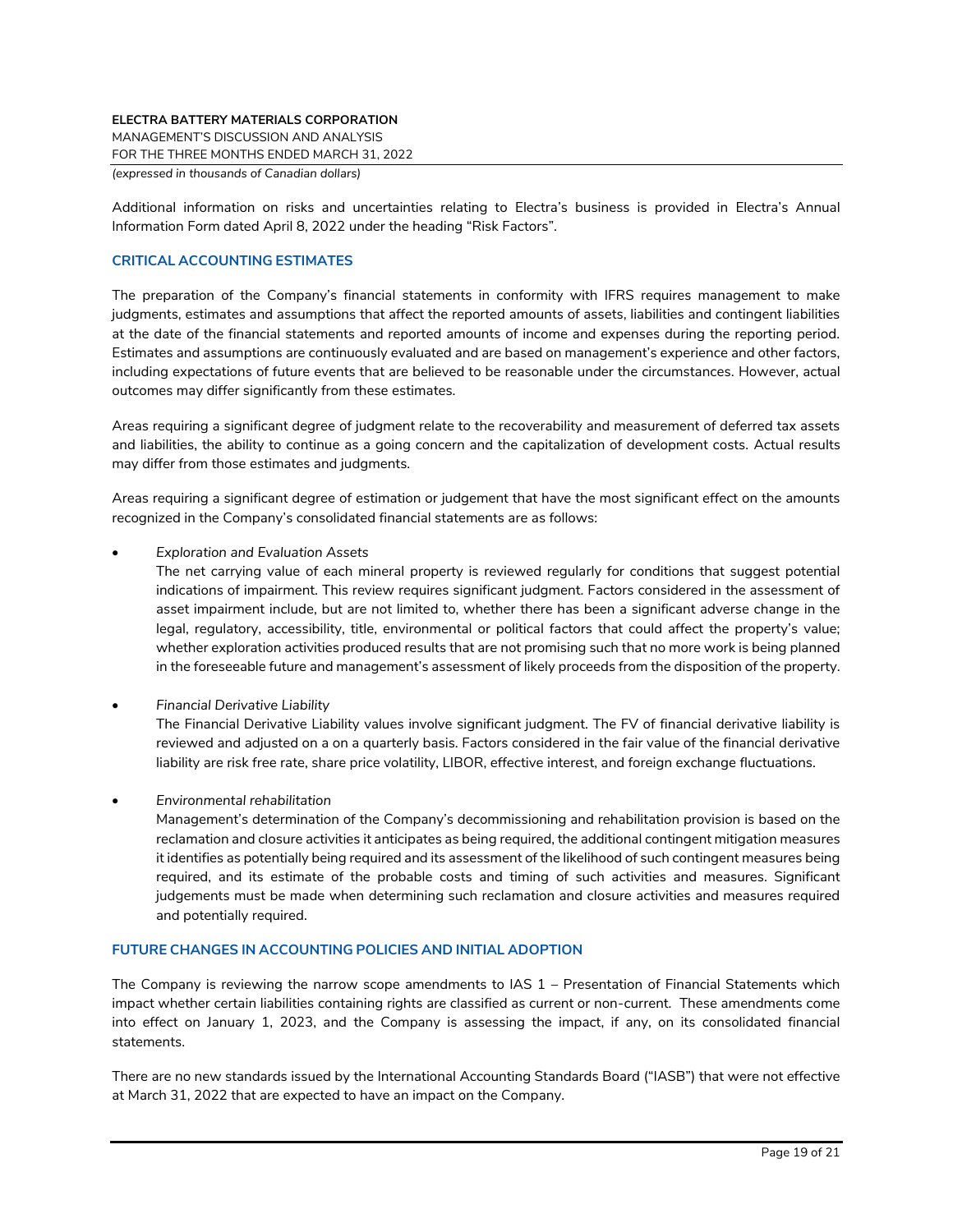Additional information on risks and uncertainties relating to Electra's business is provided in Electra's Annual Information Form dated April 8, 2022 under the heading "Risk Factors".

## CRITICAL ACCOUNTING ESTIMATES

The preparation of the Company's financial statements in conformity with IFRS requires management to make judgments, estimates and assumptions that affect the reported amounts of assets, liabilities and contingent liabilities at the date of the financial statements and reported amounts of income and expenses during the reporting period. Estimates and assumptions are continuously evaluated and are based on management's experience and other factors, including expectations of future events that are believed to be reasonable under the circumstances. However, actual outcomes may differ significantly from these estimates.

Areas requiring a significant degree of judgment relate to the recoverability and measurement of deferred tax assets and liabilities, the ability to continue as a going concern and the capitalization of development costs. Actual results may differ from those estimates and judgments.

Areas requiring a significant degree of estimation or judgement that have the most significant effect on the amounts recognized in the Company's consolidated financial statements are as follows:

- *Exploration and Evaluation Assets*
  The net carrying value of each mineral property is reviewed regularly for conditions that suggest potential indications of impairment. This review requires significant judgment. Factors considered in the assessment of asset impairment include, but are not limited to, whether there has been a significant adverse change in the legal, regulatory, accessibility, title, environmental or political factors that could affect the property's value; whether exploration activities produced results that are not promising such that no more work is being planned in the foreseeable future and management's assessment of likely proceeds from the disposition of the property.

- *Financial Derivative Liability*
  The Financial Derivative Liability values involve significant judgment. The FV of financial derivative liability is reviewed and adjusted on a on a quarterly basis. Factors considered in the fair value of the financial derivative liability are risk free rate, share price volatility, LIBOR, effective interest, and foreign exchange fluctuations.

- *Environmental rehabilitation*
  Management's determination of the Company's decommissioning and rehabilitation provision is based on the reclamation and closure activities it anticipates as being required, the additional contingent mitigation measures it identifies as potentially being required and its assessment of the likelihood of such contingent measures being required, and its estimate of the probable costs and timing of such activities and measures. Significant judgements must be made when determining such reclamation and closure activities and measures required and potentially required.

## FUTURE CHANGES IN ACCOUNTING POLICIES AND INITIAL ADOPTION

The Company is reviewing the narrow scope amendments to IAS 1 – Presentation of Financial Statements which impact whether certain liabilities containing rights are classified as current or non-current. These amendments come into effect on January 1, 2023, and the Company is assessing the impact, if any, on its consolidated financial statements.

There are no new standards issued by the International Accounting Standards Board ("IASB") that were not effective at March 31, 2022 that are expected to have an impact on the Company.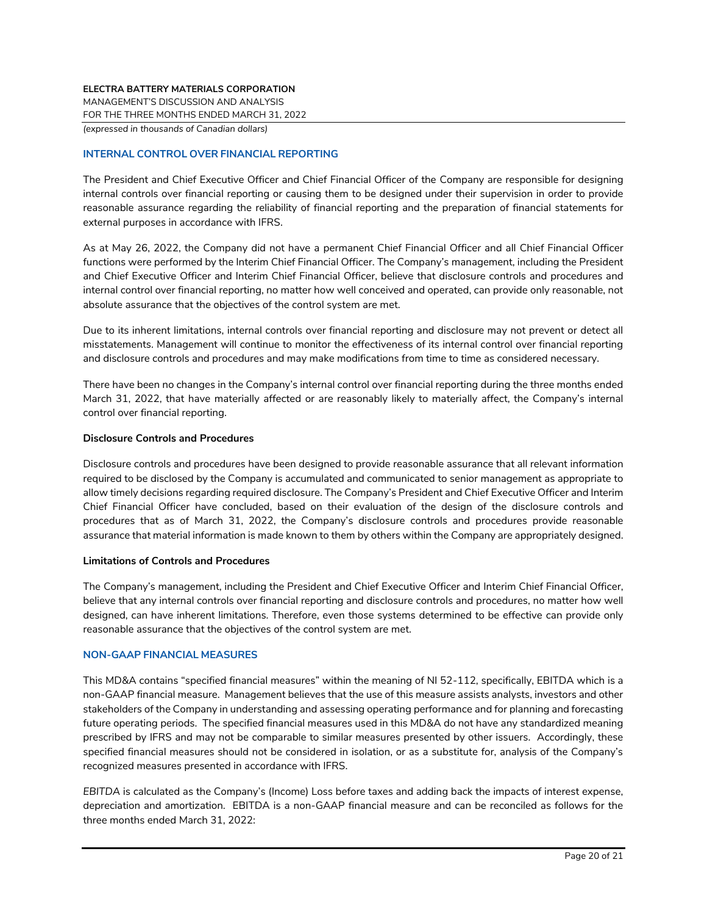## INTERNAL CONTROL OVER FINANCIAL REPORTING

The President and Chief Executive Officer and Chief Financial Officer of the Company are responsible for designing internal controls over financial reporting or causing them to be designed under their supervision in order to provide reasonable assurance regarding the reliability of financial reporting and the preparation of financial statements for external purposes in accordance with IFRS.

As at May 26, 2022, the Company did not have a permanent Chief Financial Officer and all Chief Financial Officer functions were performed by the Interim Chief Financial Officer. The Company's management, including the President and Chief Executive Officer and Interim Chief Financial Officer, believe that disclosure controls and procedures and internal control over financial reporting, no matter how well conceived and operated, can provide only reasonable, not absolute assurance that the objectives of the control system are met.

Due to its inherent limitations, internal controls over financial reporting and disclosure may not prevent or detect all misstatements. Management will continue to monitor the effectiveness of its internal control over financial reporting and disclosure controls and procedures and may make modifications from time to time as considered necessary.

There have been no changes in the Company's internal control over financial reporting during the three months ended March 31, 2022, that have materially affected or are reasonably likely to materially affect, the Company's internal control over financial reporting.

### Disclosure Controls and Procedures

Disclosure controls and procedures have been designed to provide reasonable assurance that all relevant information required to be disclosed by the Company is accumulated and communicated to senior management as appropriate to allow timely decisions regarding required disclosure. The Company's President and Chief Executive Officer and Interim Chief Financial Officer have concluded, based on their evaluation of the design of the disclosure controls and procedures that as of March 31, 2022, the Company's disclosure controls and procedures provide reasonable assurance that material information is made known to them by others within the Company are appropriately designed.

### Limitations of Controls and Procedures

The Company's management, including the President and Chief Executive Officer and Interim Chief Financial Officer, believe that any internal controls over financial reporting and disclosure controls and procedures, no matter how well designed, can have inherent limitations. Therefore, even those systems determined to be effective can provide only reasonable assurance that the objectives of the control system are met.

## NON-GAAP FINANCIAL MEASURES

This MD&A contains "specified financial measures" within the meaning of NI 52-112, specifically, EBITDA which is a non-GAAP financial measure. Management believes that the use of this measure assists analysts, investors and other stakeholders of the Company in understanding and assessing operating performance and for planning and forecasting future operating periods. The specified financial measures used in this MD&A do not have any standardized meaning prescribed by IFRS and may not be comparable to similar measures presented by other issuers. Accordingly, these specified financial measures should not be considered in isolation, or as a substitute for, analysis of the Company's recognized measures presented in accordance with IFRS.

*EBITDA* is calculated as the Company's (Income) Loss before taxes and adding back the impacts of interest expense, depreciation and amortization. EBITDA is a non-GAAP financial measure and can be reconciled as follows for the three months ended March 31, 2022: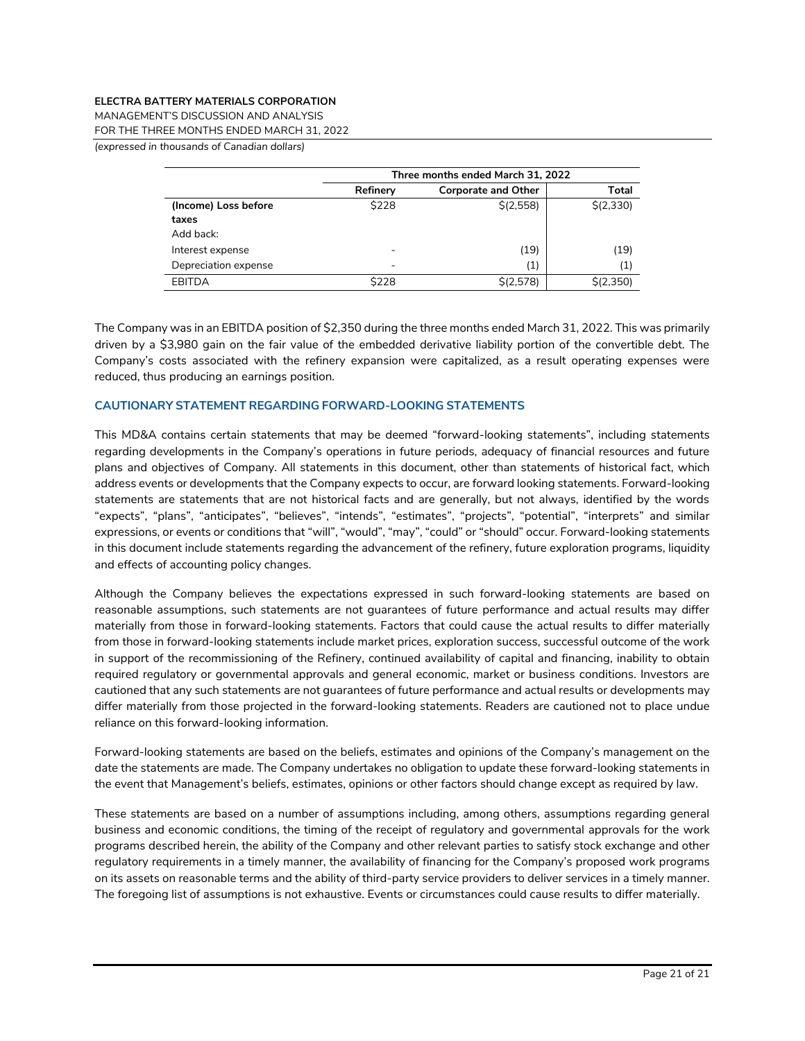| | Three months ended March 31, 2022 | | |
|---|---|---|---|
| | Refinery | Corporate and Other | Total |
| **(Income) Loss before taxes** | $228 | $(2,558) | $(2,330) |
| Add back: | | | |
| Interest expense | - | (19) | (19) |
| Depreciation expense | - | (1) | (1) |
| EBITDA | $228 | $(2,578) | $(2,350) |

The Company was in an EBITDA position of $2,350 during the three months ended March 31, 2022. This was primarily driven by a $3,980 gain on the fair value of the embedded derivative liability portion of the convertible debt. The Company's costs associated with the refinery expansion were capitalized, as a result operating expenses were reduced, thus producing an earnings position.

## CAUTIONARY STATEMENT REGARDING FORWARD-LOOKING STATEMENTS

This MD&A contains certain statements that may be deemed "forward-looking statements", including statements regarding developments in the Company's operations in future periods, adequacy of financial resources and future plans and objectives of Company. All statements in this document, other than statements of historical fact, which address events or developments that the Company expects to occur, are forward looking statements. Forward-looking statements are statements that are not historical facts and are generally, but not always, identified by the words "expects", "plans", "anticipates", "believes", "intends", "estimates", "projects", "potential", "interprets" and similar expressions, or events or conditions that "will", "would", "may", "could" or "should" occur. Forward-looking statements in this document include statements regarding the advancement of the refinery, future exploration programs, liquidity and effects of accounting policy changes.

Although the Company believes the expectations expressed in such forward-looking statements are based on reasonable assumptions, such statements are not guarantees of future performance and actual results may differ materially from those in forward-looking statements. Factors that could cause the actual results to differ materially from those in forward-looking statements include market prices, exploration success, successful outcome of the work in support of the recommissioning of the Refinery, continued availability of capital and financing, inability to obtain required regulatory or governmental approvals and general economic, market or business conditions. Investors are cautioned that any such statements are not guarantees of future performance and actual results or developments may differ materially from those projected in the forward-looking statements. Readers are cautioned not to place undue reliance on this forward-looking information.

Forward-looking statements are based on the beliefs, estimates and opinions of the Company's management on the date the statements are made. The Company undertakes no obligation to update these forward-looking statements in the event that Management's beliefs, estimates, opinions or other factors should change except as required by law.

These statements are based on a number of assumptions including, among others, assumptions regarding general business and economic conditions, the timing of the receipt of regulatory and governmental approvals for the work programs described herein, the ability of the Company and other relevant parties to satisfy stock exchange and other regulatory requirements in a timely manner, the availability of financing for the Company's proposed work programs on its assets on reasonable terms and the ability of third-party service providers to deliver services in a timely manner. The foregoing list of assumptions is not exhaustive. Events or circumstances could cause results to differ materially.